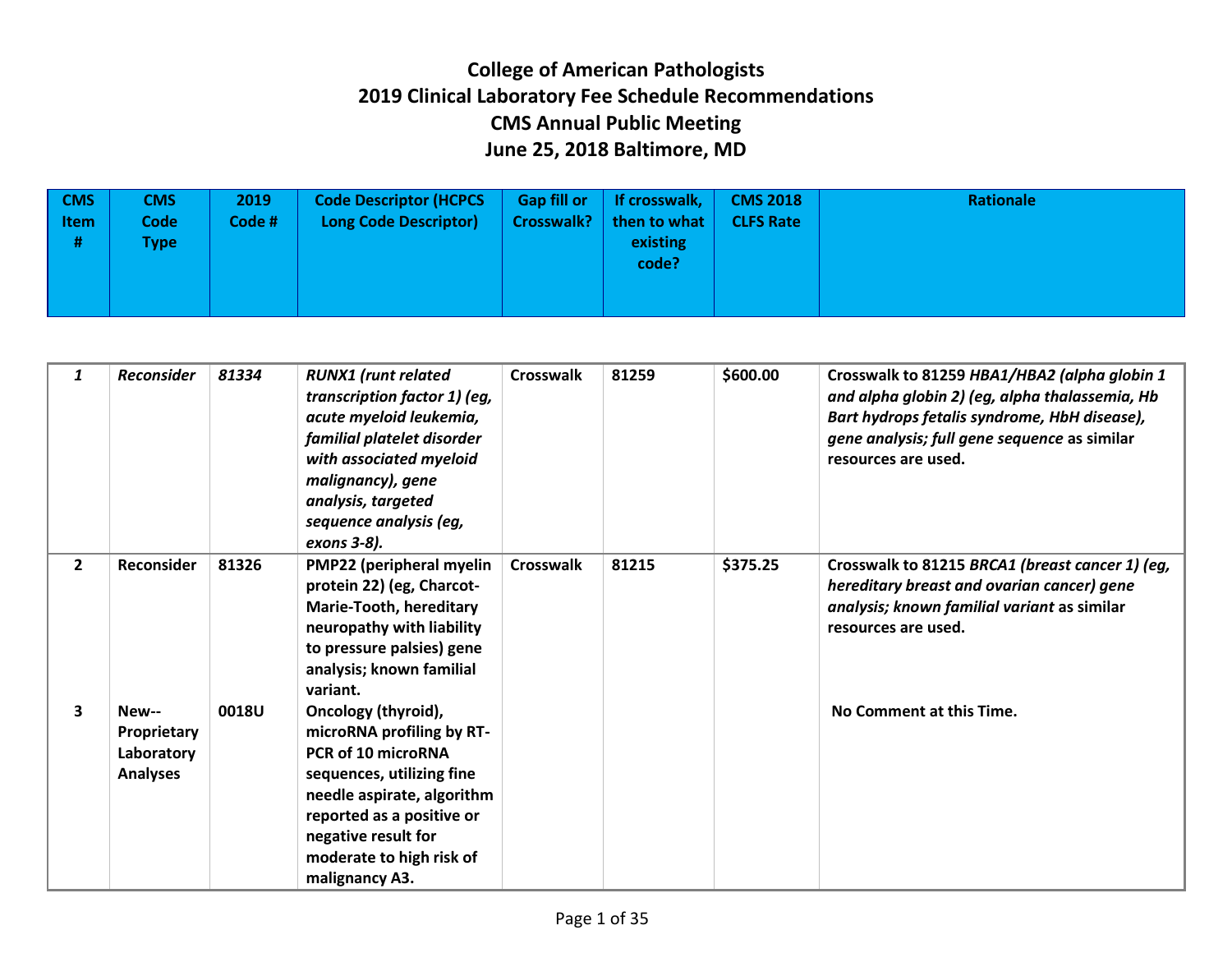# College of American Pathologists
# 2019 Clinical Laboratory Fee Schedule Recommendations
# CMS Annual Public Meeting
# June 25, 2018 Baltimore, MD

| CMS Item # | CMS Code Type | 2019 Code # | Code Descriptor (HCPCS Long Code Descriptor) | Gap fill or Crosswalk? | If crosswalk, then to what existing code? | CMS 2018 CLFS Rate | Rationale |
|---|---|---|---|---|---|---|---|
| ***1*** | ***Reconsider*** | ***81334*** | ***RUNX1 (runt related transcription factor 1) (eg, acute myeloid leukemia, familial platelet disorder with associated myeloid malignancy), gene analysis, targeted sequence analysis (eg, exons 3-8).*** | **Crosswalk** | **81259** | **$600.00** | **Crosswalk to 81259 *HBA1/HBA2 (alpha globin 1 and alpha globin 2) (eg, alpha thalassemia, Hb Bart hydrops fetalis syndrome, HbH disease), gene analysis; full gene sequence* as similar resources are used.** |
| **2** | **Reconsider** | **81326** | **PMP22 (peripheral myelin protein 22) (eg, Charcot-Marie-Tooth, hereditary neuropathy with liability to pressure palsies) gene analysis; known familial variant.** | **Crosswalk** | **81215** | **$375.25** | **Crosswalk to 81215 *BRCA1 (breast cancer 1) (eg, hereditary breast and ovarian cancer) gene analysis; known familial variant* as similar resources are used.** |
| **3** | **New--Proprietary Laboratory Analyses** | **0018U** | **Oncology (thyroid), microRNA profiling by RT-PCR of 10 microRNA sequences, utilizing fine needle aspirate, algorithm reported as a positive or negative result for moderate to high risk of malignancy A3.** | | | | **No Comment at this Time.** |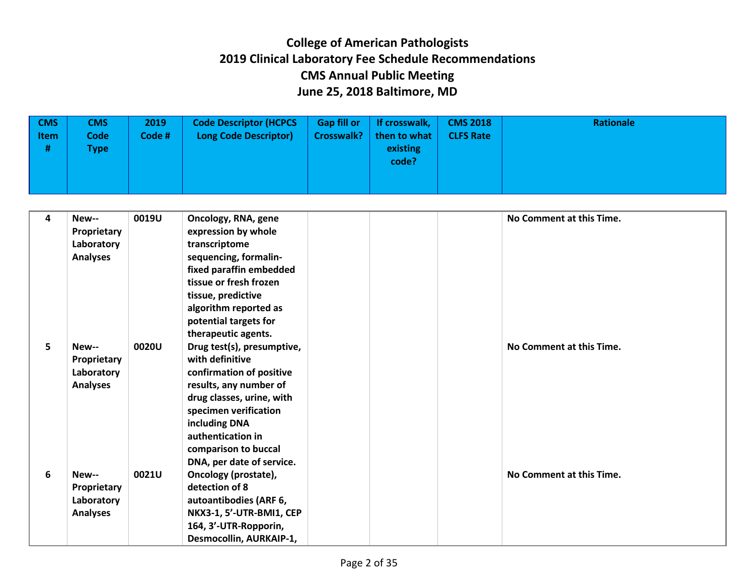# College of American Pathologists
# 2019 Clinical Laboratory Fee Schedule Recommendations
# CMS Annual Public Meeting
# June 25, 2018 Baltimore, MD

| CMS Item # | CMS Code Type | 2019 Code # | Code Descriptor (HCPCS Long Code Descriptor) | Gap fill or Crosswalk? | If crosswalk, then to what existing code? | CMS 2018 CLFS Rate | Rationale |
|---|---|---|---|---|---|---|---|
| 4 | New--Proprietary Laboratory Analyses | 0019U | Oncology, RNA, gene expression by whole transcriptome sequencing, formalin-fixed paraffin embedded tissue or fresh frozen tissue, predictive algorithm reported as potential targets for therapeutic agents. | | | | No Comment at this Time. |
| 5 | New--Proprietary Laboratory Analyses | 0020U | Drug test(s), presumptive, with definitive confirmation of positive results, any number of drug classes, urine, with specimen verification including DNA authentication in comparison to buccal DNA, per date of service. | | | | No Comment at this Time. |
| 6 | New--Proprietary Laboratory Analyses | 0021U | Oncology (prostate), detection of 8 autoantibodies (ARF 6, NKX3-1, 5'-UTR-BMI1, CEP 164, 3'-UTR-Ropporin, Desmocollin, AURKAIP-1, | | | | No Comment at this Time. |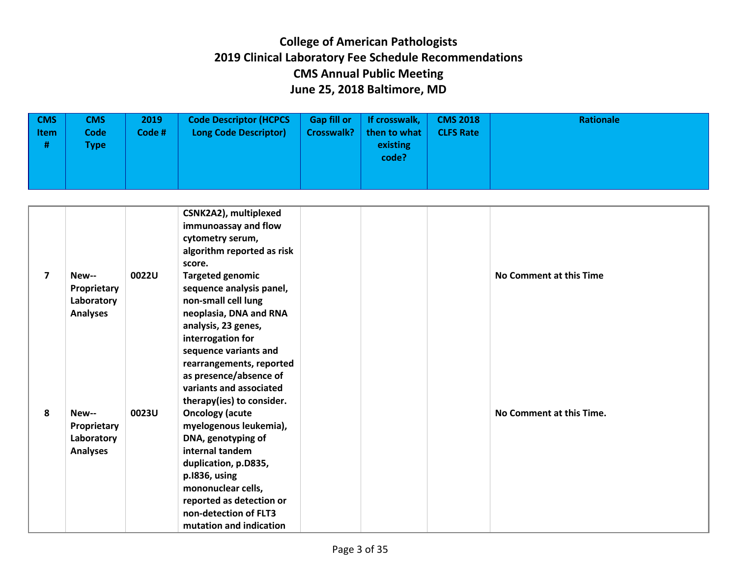# College of American Pathologists
# 2019 Clinical Laboratory Fee Schedule Recommendations
# CMS Annual Public Meeting
# June 25, 2018 Baltimore, MD

| CMS Item # | CMS Code Type | 2019 Code # | Code Descriptor (HCPCS Long Code Descriptor) | Gap fill or Crosswalk? | If crosswalk, then to what existing code? | CMS 2018 CLFS Rate | Rationale |
|---|---|---|---|---|---|---|---|
| | | | CSNK2A2), multiplexed immunoassay and flow cytometry serum, algorithm reported as risk score. | | | | |
| 7 | New--Proprietary Laboratory Analyses | 0022U | Targeted genomic sequence analysis panel, non-small cell lung neoplasia, DNA and RNA analysis, 23 genes, interrogation for sequence variants and rearrangements, reported as presence/absence of variants and associated therapy(ies) to consider. | | | | No Comment at this Time |
| 8 | New--Proprietary Laboratory Analyses | 0023U | Oncology (acute myelogenous leukemia), DNA, genotyping of internal tandem duplication, p.D835, p.I836, using mononuclear cells, reported as detection or non-detection of FLT3 mutation and indication | | | | No Comment at this Time. |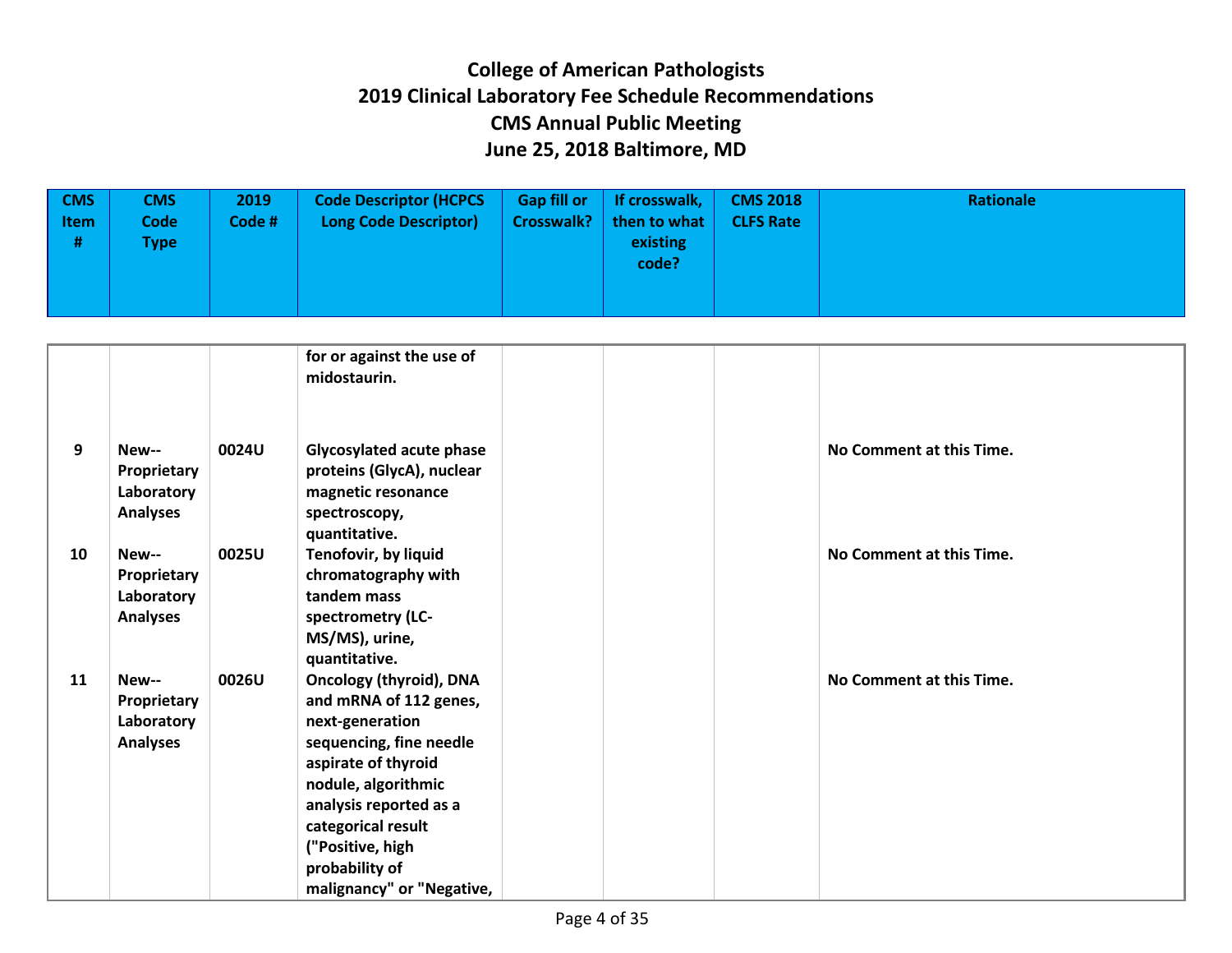# College of American Pathologists
# 2019 Clinical Laboratory Fee Schedule Recommendations
# CMS Annual Public Meeting
# June 25, 2018 Baltimore, MD

| CMS Item # | CMS Code Type | 2019 Code # | Code Descriptor (HCPCS Long Code Descriptor) | Gap fill or Crosswalk? | If crosswalk, then to what existing code? | CMS 2018 CLFS Rate | Rationale |
|---|---|---|---|---|---|---|---|
| | | | for or against the use of midostaurin. | | | | |
| 9 | New--Proprietary Laboratory Analyses | 0024U | Glycosylated acute phase proteins (GlycA), nuclear magnetic resonance spectroscopy, quantitative. | | | | No Comment at this Time. |
| 10 | New--Proprietary Laboratory Analyses | 0025U | Tenofovir, by liquid chromatography with tandem mass spectrometry (LC-MS/MS), urine, quantitative. | | | | No Comment at this Time. |
| 11 | New--Proprietary Laboratory Analyses | 0026U | Oncology (thyroid), DNA and mRNA of 112 genes, next-generation sequencing, fine needle aspirate of thyroid nodule, algorithmic analysis reported as a categorical result ("Positive, high probability of malignancy" or "Negative, | | | | No Comment at this Time. |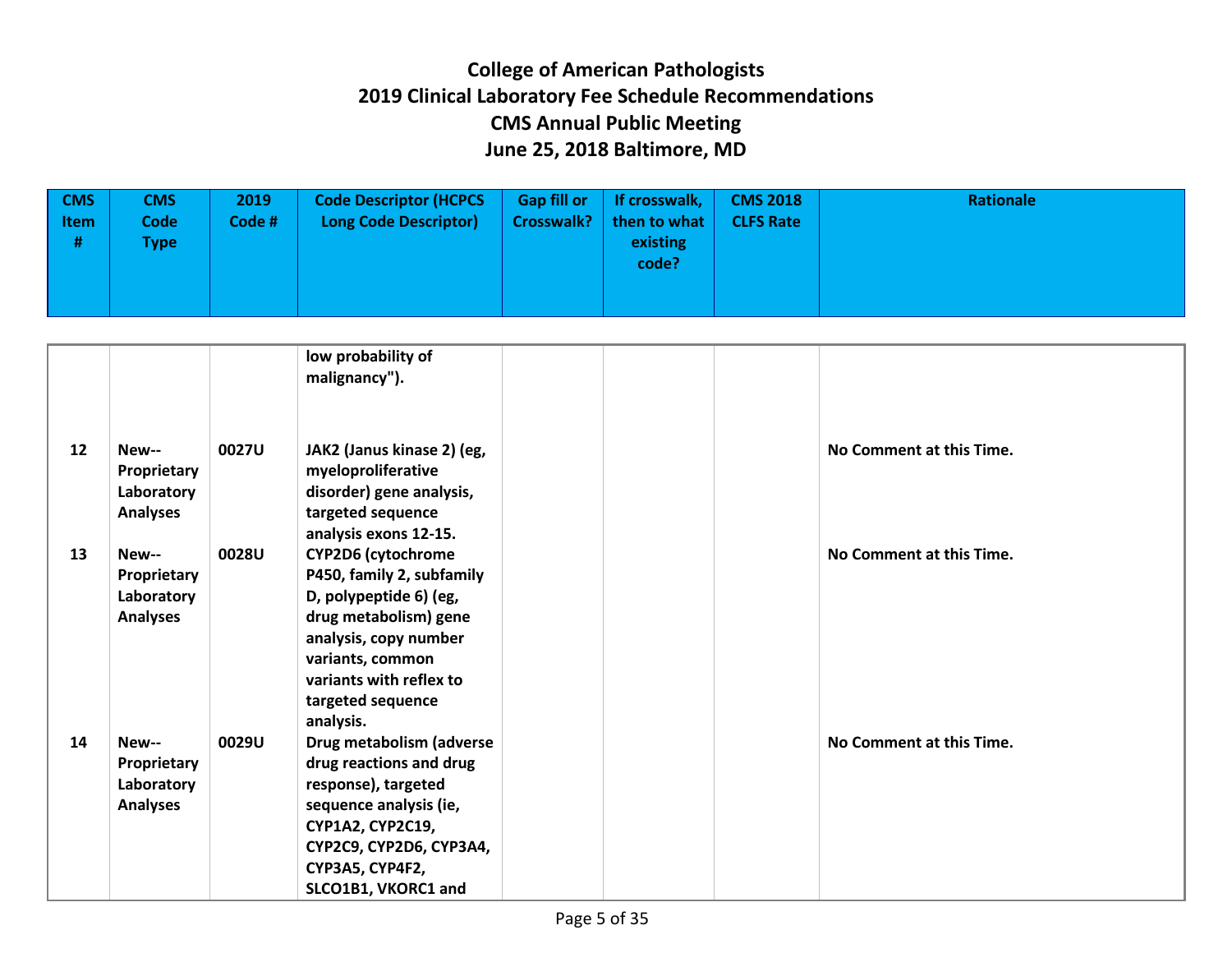# College of American Pathologists
# 2019 Clinical Laboratory Fee Schedule Recommendations
# CMS Annual Public Meeting
# June 25, 2018 Baltimore, MD

| CMS Item # | CMS Code Type | 2019 Code # | Code Descriptor (HCPCS Long Code Descriptor) | Gap fill or Crosswalk? | If crosswalk, then to what existing code? | CMS 2018 CLFS Rate | Rationale |
|---|---|---|---|---|---|---|---|
| | | | low probability of malignancy"). | | | | |
| 12 | New--Proprietary Laboratory Analyses | 0027U | JAK2 (Janus kinase 2) (eg, myeloproliferative disorder) gene analysis, targeted sequence analysis exons 12-15. | | | | No Comment at this Time. |
| 13 | New--Proprietary Laboratory Analyses | 0028U | CYP2D6 (cytochrome P450, family 2, subfamily D, polypeptide 6) (eg, drug metabolism) gene analysis, copy number variants, common variants with reflex to targeted sequence analysis. | | | | No Comment at this Time. |
| 14 | New--Proprietary Laboratory Analyses | 0029U | Drug metabolism (adverse drug reactions and drug response), targeted sequence analysis (ie, CYP1A2, CYP2C19, CYP2C9, CYP2D6, CYP3A4, CYP3A5, CYP4F2, SLCO1B1, VKORC1 and | | | | No Comment at this Time. |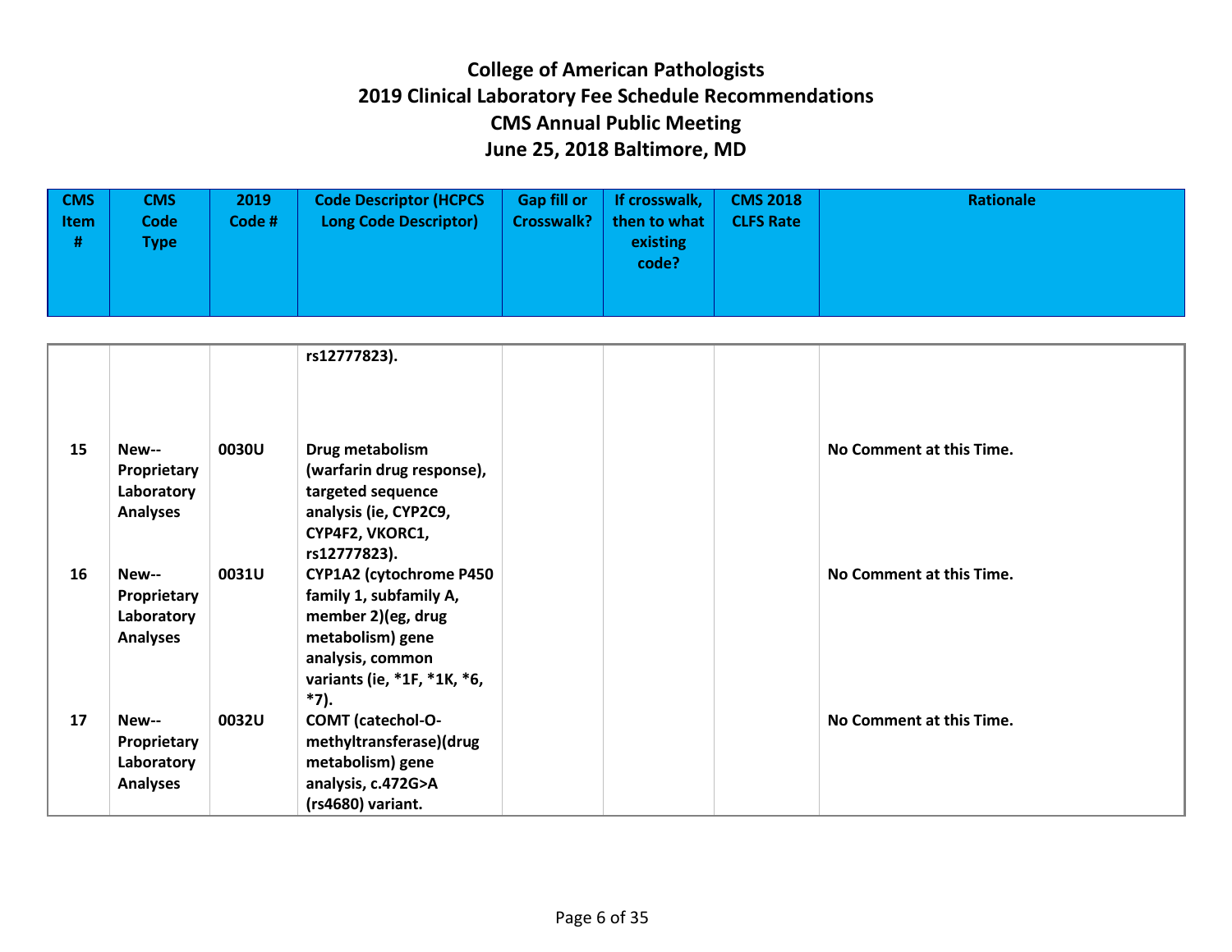# College of American Pathologists
# 2019 Clinical Laboratory Fee Schedule Recommendations
# CMS Annual Public Meeting
# June 25, 2018 Baltimore, MD

| CMS Item # | CMS Code Type | 2019 Code # | Code Descriptor (HCPCS Long Code Descriptor) | Gap fill or Crosswalk? | If crosswalk, then to what existing code? | CMS 2018 CLFS Rate | Rationale |
|---|---|---|---|---|---|---|---|
| | | | **rs12777823).** | | | | |
| **15** | **New--Proprietary Laboratory Analyses** | **0030U** | **Drug metabolism (warfarin drug response), targeted sequence analysis (ie, CYP2C9, CYP4F2, VKORC1, rs12777823).** | | | | **No Comment at this Time.** |
| **16** | **New--Proprietary Laboratory Analyses** | **0031U** | **CYP1A2 (cytochrome P450 family 1, subfamily A, member 2)(eg, drug metabolism) gene analysis, common variants (ie, *1F, *1K, *6, *7).** | | | | **No Comment at this Time.** |
| **17** | **New--Proprietary Laboratory Analyses** | **0032U** | **COMT (catechol-O-methyltransferase)(drug metabolism) gene analysis, c.472G>A (rs4680) variant.** | | | | **No Comment at this Time.** |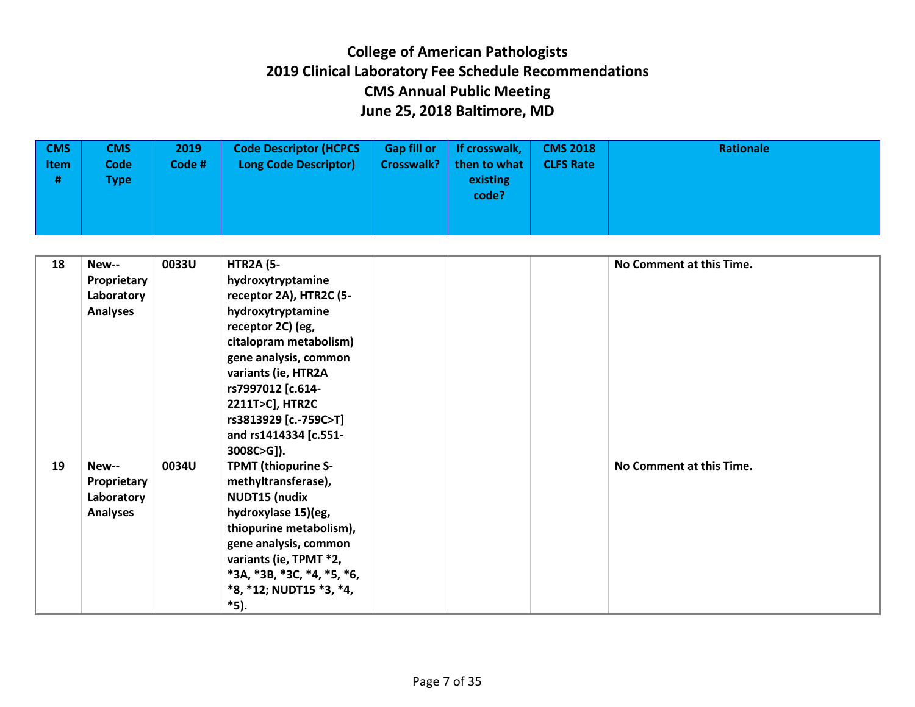# College of American Pathologists
# 2019 Clinical Laboratory Fee Schedule Recommendations
# CMS Annual Public Meeting
# June 25, 2018 Baltimore, MD

| CMS Item # | CMS Code Type | 2019 Code # | Code Descriptor (HCPCS Long Code Descriptor) | Gap fill or Crosswalk? | If crosswalk, then to what existing code? | CMS 2018 CLFS Rate | Rationale |
|---|---|---|---|---|---|---|---|
| 18 | New--Proprietary Laboratory Analyses | 0033U | HTR2A (5-hydroxytryptamine receptor 2A), HTR2C (5-hydroxytryptamine receptor 2C) (eg, citalopram metabolism) gene analysis, common variants (ie, HTR2A rs7997012 [c.614-2211T>C], HTR2C rs3813929 [c.-759C>T] and rs1414334 [c.551-3008C>G]). | | | | No Comment at this Time. |
| 19 | New--Proprietary Laboratory Analyses | 0034U | TPMT (thiopurine S-methyltransferase), NUDT15 (nudix hydroxylase 15)(eg, thiopurine metabolism), gene analysis, common variants (ie, TPMT *2, *3A, *3B, *3C, *4, *5, *6, *8, *12; NUDT15 *3, *4, *5). | | | | No Comment at this Time. |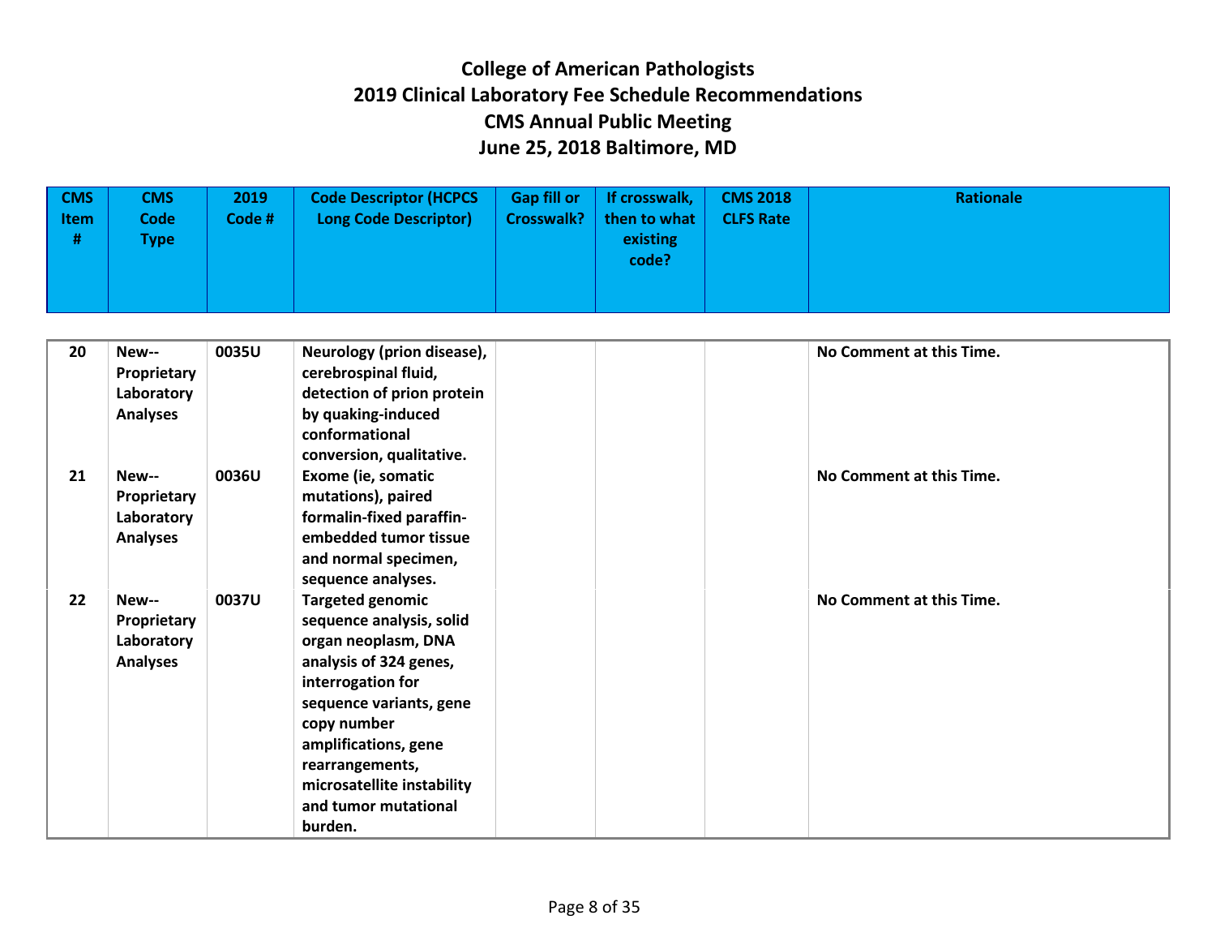# College of American Pathologists
# 2019 Clinical Laboratory Fee Schedule Recommendations
# CMS Annual Public Meeting
# June 25, 2018 Baltimore, MD

| CMS Item # | CMS Code Type | 2019 Code # | Code Descriptor (HCPCS Long Code Descriptor) | Gap fill or Crosswalk? | If crosswalk, then to what existing code? | CMS 2018 CLFS Rate | Rationale |
|---|---|---|---|---|---|---|---|
| 20 | New--Proprietary Laboratory Analyses | 0035U | Neurology (prion disease), cerebrospinal fluid, detection of prion protein by quaking-induced conformational conversion, qualitative. | | | | No Comment at this Time. |
| 21 | New--Proprietary Laboratory Analyses | 0036U | Exome (ie, somatic mutations), paired formalin-fixed paraffin-embedded tumor tissue and normal specimen, sequence analyses. | | | | No Comment at this Time. |
| 22 | New--Proprietary Laboratory Analyses | 0037U | Targeted genomic sequence analysis, solid organ neoplasm, DNA analysis of 324 genes, interrogation for sequence variants, gene copy number amplifications, gene rearrangements, microsatellite instability and tumor mutational burden. | | | | No Comment at this Time. |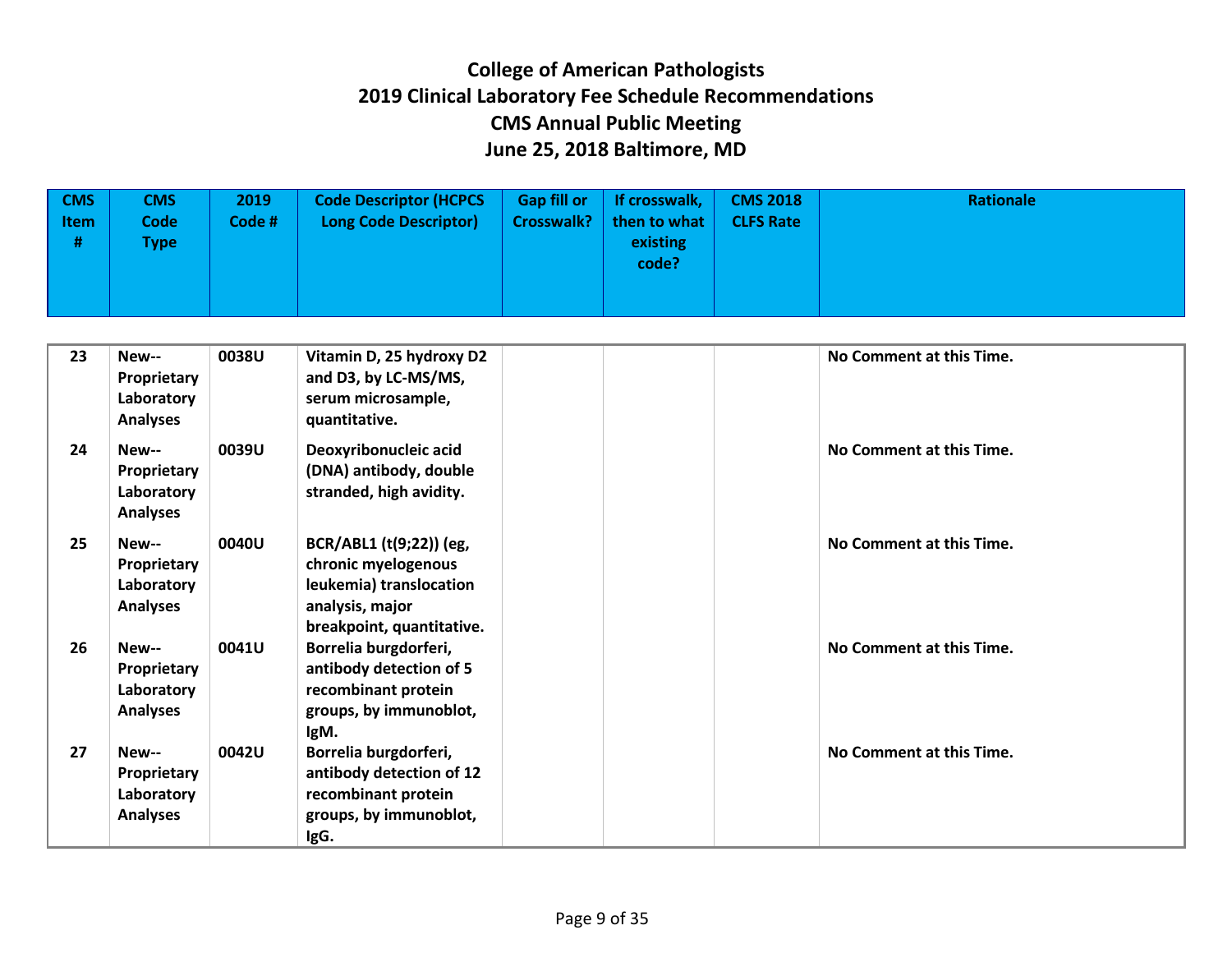# College of American Pathologists
# 2019 Clinical Laboratory Fee Schedule Recommendations
# CMS Annual Public Meeting
# June 25, 2018 Baltimore, MD

| CMS Item # | CMS Code Type | 2019 Code # | Code Descriptor (HCPCS Long Code Descriptor) | Gap fill or Crosswalk? | If crosswalk, then to what existing code? | CMS 2018 CLFS Rate | Rationale |
|---|---|---|---|---|---|---|---|
| 23 | New--Proprietary Laboratory Analyses | 0038U | Vitamin D, 25 hydroxy D2 and D3, by LC-MS/MS, serum microsample, quantitative. | | | | No Comment at this Time. |
| 24 | New--Proprietary Laboratory Analyses | 0039U | Deoxyribonucleic acid (DNA) antibody, double stranded, high avidity. | | | | No Comment at this Time. |
| 25 | New--Proprietary Laboratory Analyses | 0040U | BCR/ABL1 (t(9;22)) (eg, chronic myelogenous leukemia) translocation analysis, major breakpoint, quantitative. | | | | No Comment at this Time. |
| 26 | New--Proprietary Laboratory Analyses | 0041U | Borrelia burgdorferi, antibody detection of 5 recombinant protein groups, by immunoblot, IgM. | | | | No Comment at this Time. |
| 27 | New--Proprietary Laboratory Analyses | 0042U | Borrelia burgdorferi, antibody detection of 12 recombinant protein groups, by immunoblot, IgG. | | | | No Comment at this Time. |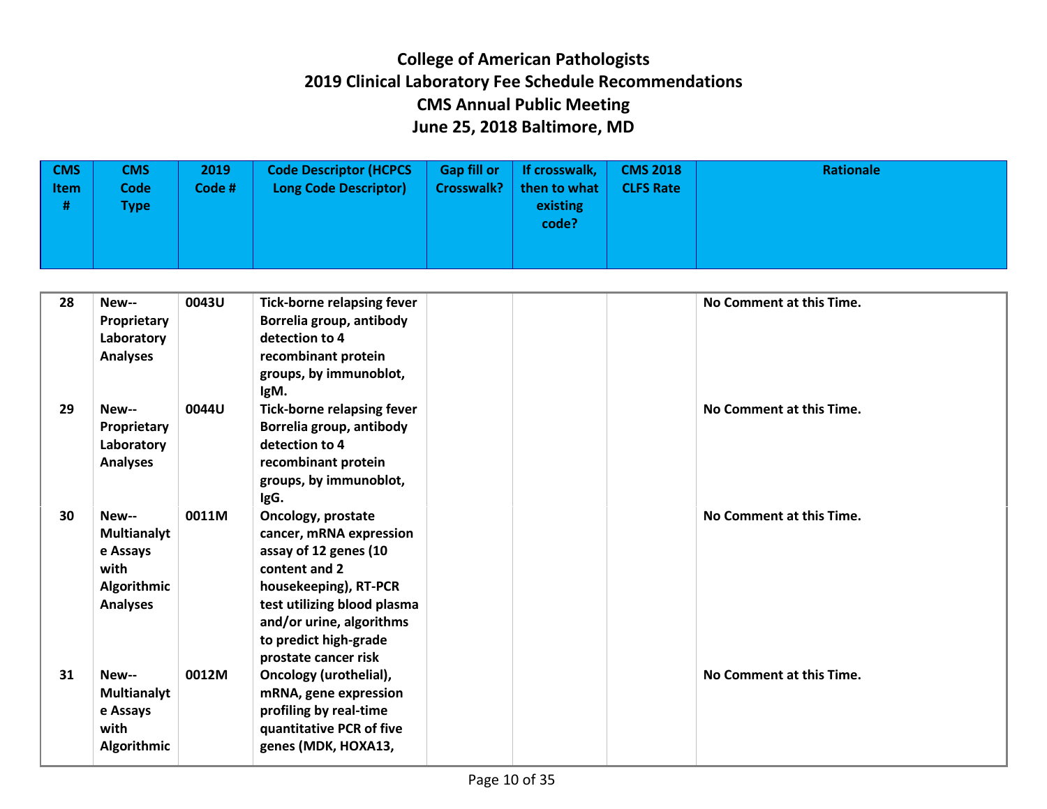# College of American Pathologists
# 2019 Clinical Laboratory Fee Schedule Recommendations
# CMS Annual Public Meeting
# June 25, 2018 Baltimore, MD

| CMS Item # | CMS Code Type | 2019 Code # | Code Descriptor (HCPCS Long Code Descriptor) | Gap fill or Crosswalk? | If crosswalk, then to what existing code? | CMS 2018 CLFS Rate | Rationale |
|---|---|---|---|---|---|---|---|
| 28 | New--Proprietary Laboratory Analyses | 0043U | Tick-borne relapsing fever Borrelia group, antibody detection to 4 recombinant protein groups, by immunoblot, IgM. | | | | No Comment at this Time. |
| 29 | New--Proprietary Laboratory Analyses | 0044U | Tick-borne relapsing fever Borrelia group, antibody detection to 4 recombinant protein groups, by immunoblot, IgG. | | | | No Comment at this Time. |
| 30 | New--Multianalyte Assays with Algorithmic Analyses | 0011M | Oncology, prostate cancer, mRNA expression assay of 12 genes (10 content and 2 housekeeping), RT-PCR test utilizing blood plasma and/or urine, algorithms to predict high-grade prostate cancer risk | | | | No Comment at this Time. |
| 31 | New--Multianalyte Assays with Algorithmic | 0012M | Oncology (urothelial), mRNA, gene expression profiling by real-time quantitative PCR of five genes (MDK, HOXA13, | | | | No Comment at this Time. |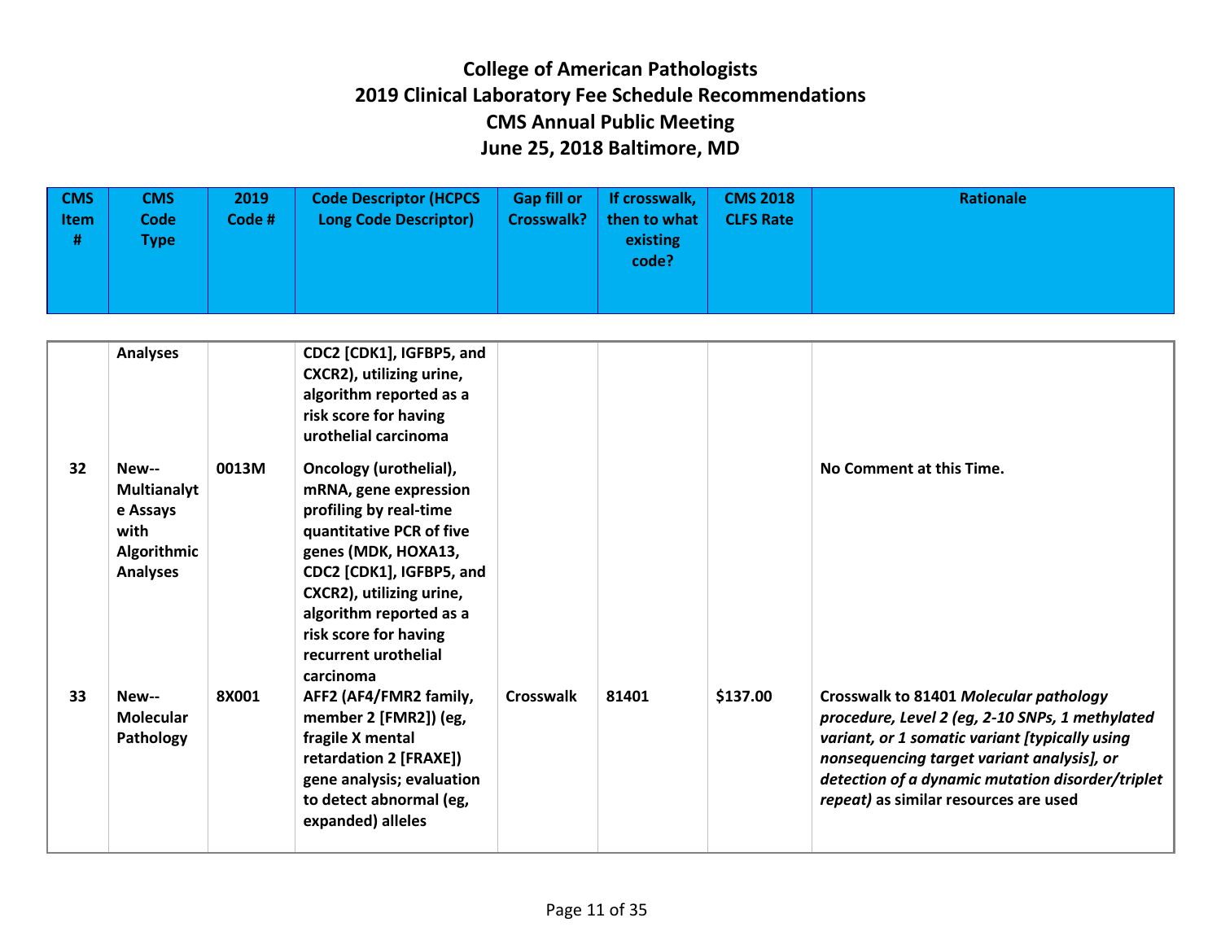# College of American Pathologists
# 2019 Clinical Laboratory Fee Schedule Recommendations
# CMS Annual Public Meeting
# June 25, 2018 Baltimore, MD

| CMS Item # | CMS Code Type | 2019 Code # | Code Descriptor (HCPCS Long Code Descriptor) | Gap fill or Crosswalk? | If crosswalk, then to what existing code? | CMS 2018 CLFS Rate | Rationale |
|---|---|---|---|---|---|---|---|
| | Analyses | | CDC2 [CDK1], IGFBP5, and CXCR2), utilizing urine, algorithm reported as a risk score for having urothelial carcinoma | | | | |
| 32 | New--Multianalyte Assays with Algorithmic Analyses | 0013M | Oncology (urothelial), mRNA, gene expression profiling by real-time quantitative PCR of five genes (MDK, HOXA13, CDC2 [CDK1], IGFBP5, and CXCR2), utilizing urine, algorithm reported as a risk score for having recurrent urothelial carcinoma | | | | No Comment at this Time. |
| 33 | New--Molecular Pathology | 8X001 | AFF2 (AF4/FMR2 family, member 2 [FMR2]) (eg, fragile X mental retardation 2 [FRAXE]) gene analysis; evaluation to detect abnormal (eg, expanded) alleles | Crosswalk | 81401 | $137.00 | Crosswalk to 81401 *Molecular pathology procedure, Level 2 (eg, 2-10 SNPs, 1 methylated variant, or 1 somatic variant [typically using nonsequencing target variant analysis], or detection of a dynamic mutation disorder/triplet repeat)* as similar resources are used |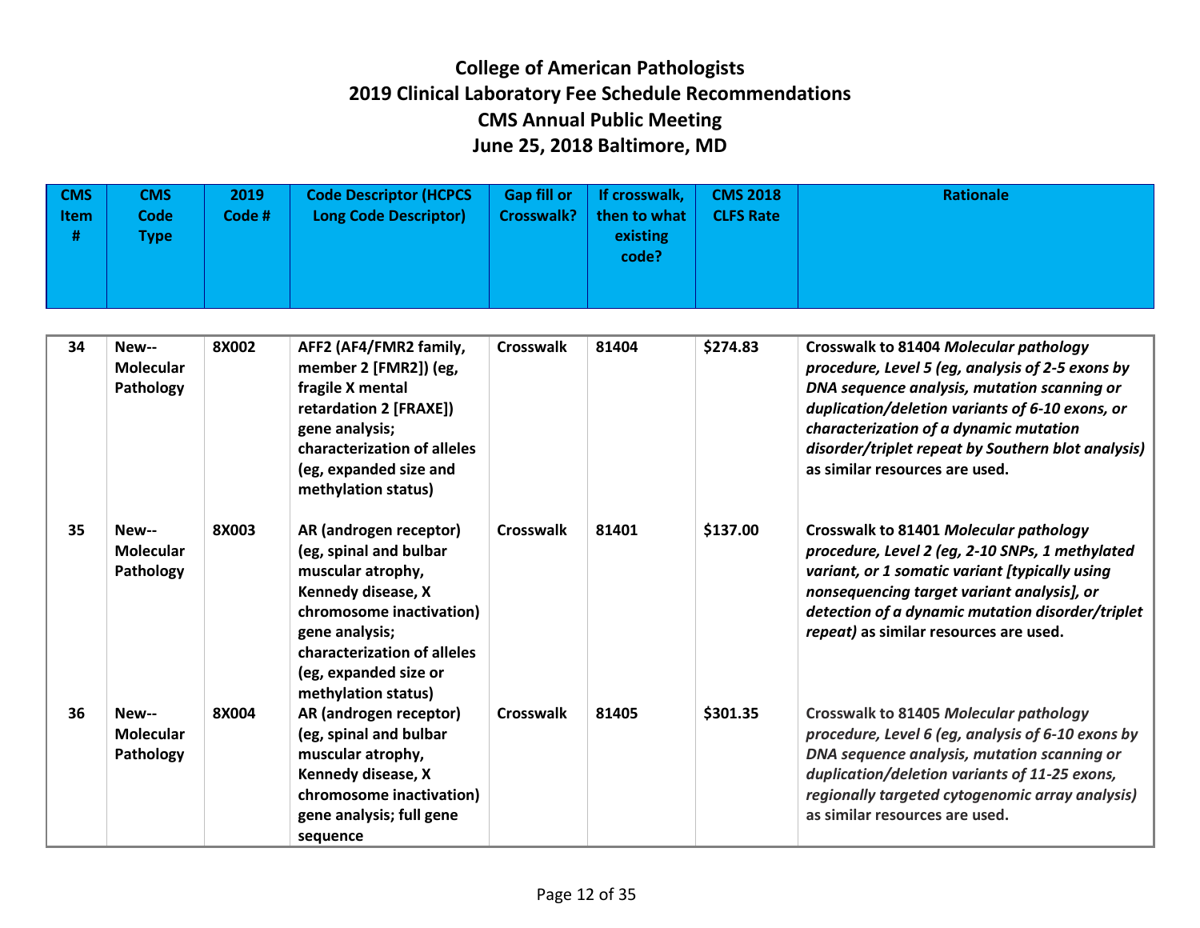# College of American Pathologists
# 2019 Clinical Laboratory Fee Schedule Recommendations
# CMS Annual Public Meeting
# June 25, 2018 Baltimore, MD

| CMS Item # | CMS Code Type | 2019 Code # | Code Descriptor (HCPCS Long Code Descriptor) | Gap fill or Crosswalk? | If crosswalk, then to what existing code? | CMS 2018 CLFS Rate | Rationale |
|---|---|---|---|---|---|---|---|
| **34** | **New--Molecular Pathology** | **8X002** | **AFF2 (AF4/FMR2 family, member 2 [FMR2]) (eg, fragile X mental retardation 2 [FRAXE]) gene analysis; characterization of alleles (eg, expanded size and methylation status)** | **Crosswalk** | **81404** | **$274.83** | **Crosswalk to 81404** ***Molecular pathology procedure, Level 5 (eg, analysis of 2-5 exons by DNA sequence analysis, mutation scanning or duplication/deletion variants of 6-10 exons, or characterization of a dynamic mutation disorder/triplet repeat by Southern blot analysis)*** **as similar resources are used.** |
| **35** | **New--Molecular Pathology** | **8X003** | **AR (androgen receptor) (eg, spinal and bulbar muscular atrophy, Kennedy disease, X chromosome inactivation) gene analysis; characterization of alleles (eg, expanded size or methylation status)** | **Crosswalk** | **81401** | **$137.00** | **Crosswalk to 81401** ***Molecular pathology procedure, Level 2 (eg, 2-10 SNPs, 1 methylated variant, or 1 somatic variant [typically using nonsequencing target variant analysis], or detection of a dynamic mutation disorder/triplet repeat)*** **as similar resources are used.** |
| **36** | **New--Molecular Pathology** | **8X004** | **AR (androgen receptor) (eg, spinal and bulbar muscular atrophy, Kennedy disease, X chromosome inactivation) gene analysis; full gene sequence** | **Crosswalk** | **81405** | **$301.35** | **Crosswalk to 81405** ***Molecular pathology procedure, Level 6 (eg, analysis of 6-10 exons by DNA sequence analysis, mutation scanning or duplication/deletion variants of 11-25 exons, regionally targeted cytogenomic array analysis)*** **as similar resources are used.** |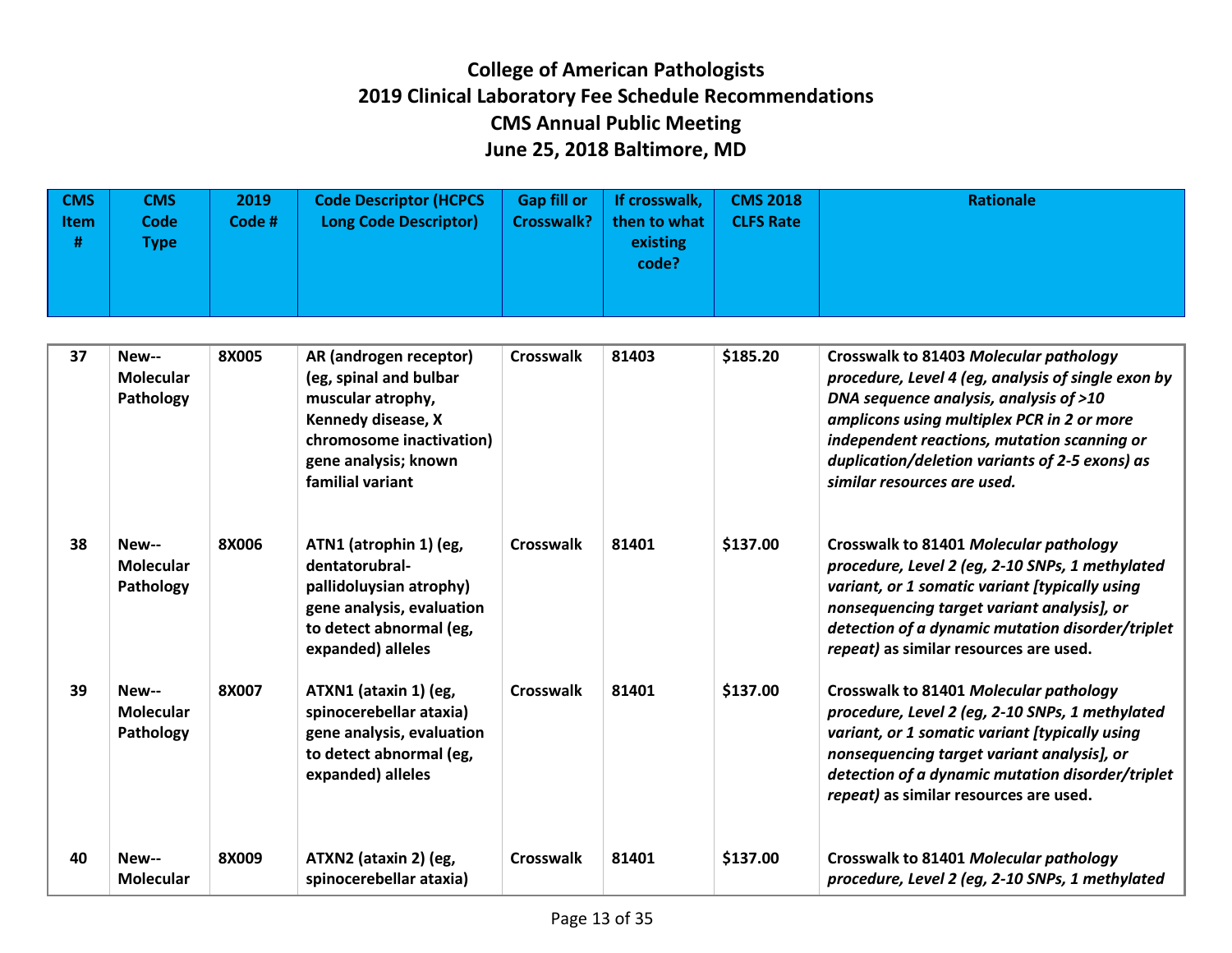# College of American Pathologists
# 2019 Clinical Laboratory Fee Schedule Recommendations
# CMS Annual Public Meeting
# June 25, 2018 Baltimore, MD

| CMS Item # | CMS Code Type | 2019 Code # | Code Descriptor (HCPCS Long Code Descriptor) | Gap fill or Crosswalk? | If crosswalk, then to what existing code? | CMS 2018 CLFS Rate | Rationale |
|---|---|---|---|---|---|---|---|
| 37 | New--Molecular Pathology | 8X005 | AR (androgen receptor) (eg, spinal and bulbar muscular atrophy, Kennedy disease, X chromosome inactivation) gene analysis; known familial variant | Crosswalk | 81403 | $185.20 | Crosswalk to 81403 *Molecular pathology procedure, Level 4 (eg, analysis of single exon by DNA sequence analysis, analysis of >10 amplicons using multiplex PCR in 2 or more independent reactions, mutation scanning or duplication/deletion variants of 2-5 exons) as similar resources are used.* |
| 38 | New--Molecular Pathology | 8X006 | ATN1 (atrophin 1) (eg, dentatorubral-pallidoluysian atrophy) gene analysis, evaluation to detect abnormal (eg, expanded) alleles | Crosswalk | 81401 | $137.00 | Crosswalk to 81401 *Molecular pathology procedure, Level 2 (eg, 2-10 SNPs, 1 methylated variant, or 1 somatic variant [typically using nonsequencing target variant analysis], or detection of a dynamic mutation disorder/triplet repeat)* as similar resources are used. |
| 39 | New--Molecular Pathology | 8X007 | ATXN1 (ataxin 1) (eg, spinocerebellar ataxia) gene analysis, evaluation to detect abnormal (eg, expanded) alleles | Crosswalk | 81401 | $137.00 | Crosswalk to 81401 *Molecular pathology procedure, Level 2 (eg, 2-10 SNPs, 1 methylated variant, or 1 somatic variant [typically using nonsequencing target variant analysis], or detection of a dynamic mutation disorder/triplet repeat)* as similar resources are used. |
| 40 | New--Molecular | 8X009 | ATXN2 (ataxin 2) (eg, spinocerebellar ataxia) | Crosswalk | 81401 | $137.00 | Crosswalk to 81401 *Molecular pathology procedure, Level 2 (eg, 2-10 SNPs, 1 methylated* |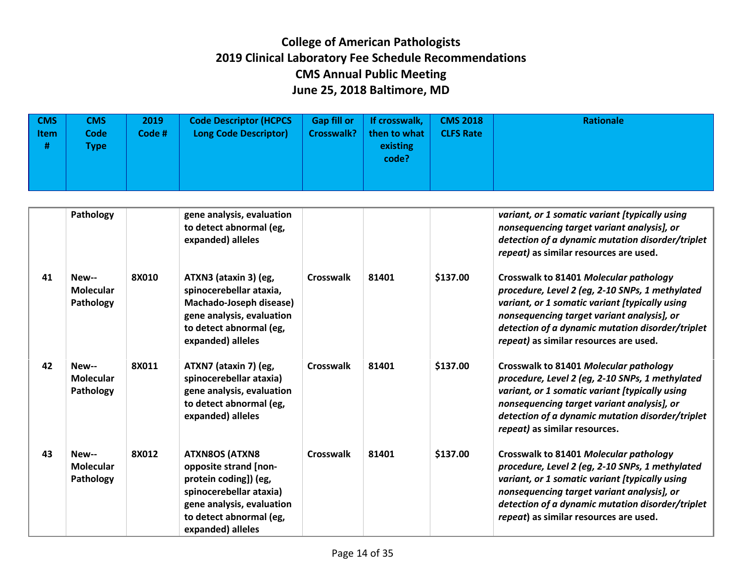# College of American Pathologists
# 2019 Clinical Laboratory Fee Schedule Recommendations
# CMS Annual Public Meeting
# June 25, 2018 Baltimore, MD

| CMS Item # | CMS Code Type | 2019 Code # | Code Descriptor (HCPCS Long Code Descriptor) | Gap fill or Crosswalk? | If crosswalk, then to what existing code? | CMS 2018 CLFS Rate | Rationale |
|---|---|---|---|---|---|---|---|
| | Pathology | | gene analysis, evaluation to detect abnormal (eg, expanded) alleles | | | | *variant, or 1 somatic variant [typically using nonsequencing target variant analysis], or detection of a dynamic mutation disorder/triplet repeat)* as similar resources are used. |
| 41 | New--Molecular Pathology | 8X010 | ATXN3 (ataxin 3) (eg, spinocerebellar ataxia, Machado-Joseph disease) gene analysis, evaluation to detect abnormal (eg, expanded) alleles | Crosswalk | 81401 | $137.00 | Crosswalk to 81401 *Molecular pathology procedure, Level 2 (eg, 2-10 SNPs, 1 methylated variant, or 1 somatic variant [typically using nonsequencing target variant analysis], or detection of a dynamic mutation disorder/triplet repeat)* as similar resources are used. |
| 42 | New--Molecular Pathology | 8X011 | ATXN7 (ataxin 7) (eg, spinocerebellar ataxia) gene analysis, evaluation to detect abnormal (eg, expanded) alleles | Crosswalk | 81401 | $137.00 | Crosswalk to 81401 *Molecular pathology procedure, Level 2 (eg, 2-10 SNPs, 1 methylated variant, or 1 somatic variant [typically using nonsequencing target variant analysis], or detection of a dynamic mutation disorder/triplet repeat)* as similar resources. |
| 43 | New--Molecular Pathology | 8X012 | ATXN8OS (ATXN8 opposite strand [non-protein coding]) (eg, spinocerebellar ataxia) gene analysis, evaluation to detect abnormal (eg, expanded) alleles | Crosswalk | 81401 | $137.00 | Crosswalk to 81401 *Molecular pathology procedure, Level 2 (eg, 2-10 SNPs, 1 methylated variant, or 1 somatic variant [typically using nonsequencing target variant analysis], or detection of a dynamic mutation disorder/triplet repeat*) as similar resources are used. |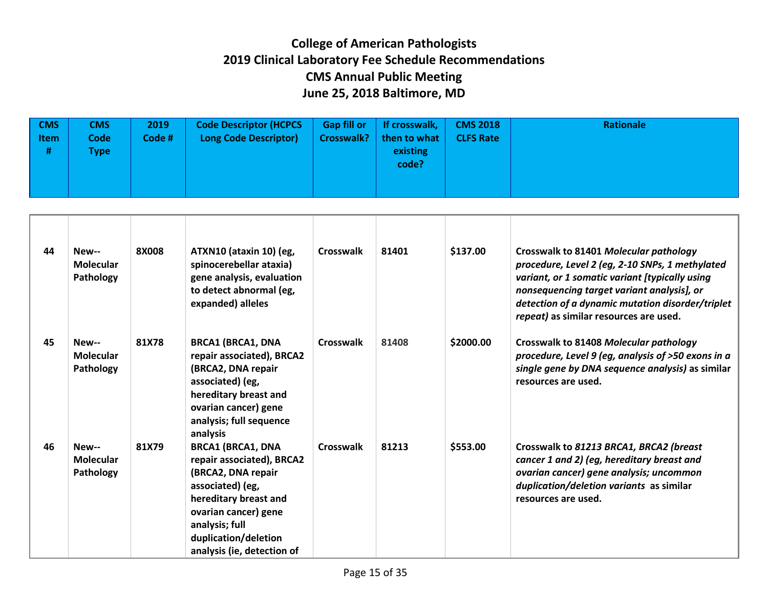# College of American Pathologists
# 2019 Clinical Laboratory Fee Schedule Recommendations
# CMS Annual Public Meeting
# June 25, 2018 Baltimore, MD

| CMS Item # | CMS Code Type | 2019 Code # | Code Descriptor (HCPCS Long Code Descriptor) | Gap fill or Crosswalk? | If crosswalk, then to what existing code? | CMS 2018 CLFS Rate | Rationale |
|---|---|---|---|---|---|---|---|
| 44 | New--Molecular Pathology | 8X008 | ATXN10 (ataxin 10) (eg, spinocerebellar ataxia) gene analysis, evaluation to detect abnormal (eg, expanded) alleles | Crosswalk | 81401 | $137.00 | Crosswalk to 81401 *Molecular pathology procedure, Level 2 (eg, 2-10 SNPs, 1 methylated variant, or 1 somatic variant [typically using nonsequencing target variant analysis], or detection of a dynamic mutation disorder/triplet repeat)* as similar resources are used. |
| 45 | New--Molecular Pathology | 81X78 | BRCA1 (BRCA1, DNA repair associated), BRCA2 (BRCA2, DNA repair associated) (eg, hereditary breast and ovarian cancer) gene analysis; full sequence analysis | Crosswalk | 81408 | $2000.00 | Crosswalk to 81408 *Molecular pathology procedure, Level 9 (eg, analysis of >50 exons in a single gene by DNA sequence analysis)* as similar resources are used. |
| 46 | New--Molecular Pathology | 81X79 | BRCA1 (BRCA1, DNA repair associated), BRCA2 (BRCA2, DNA repair associated) (eg, hereditary breast and ovarian cancer) gene analysis; full duplication/deletion analysis (ie, detection of | Crosswalk | 81213 | $553.00 | Crosswalk to *81213 BRCA1, BRCA2 (breast cancer 1 and 2) (eg, hereditary breast and ovarian cancer) gene analysis; uncommon duplication/deletion variants* as similar resources are used. |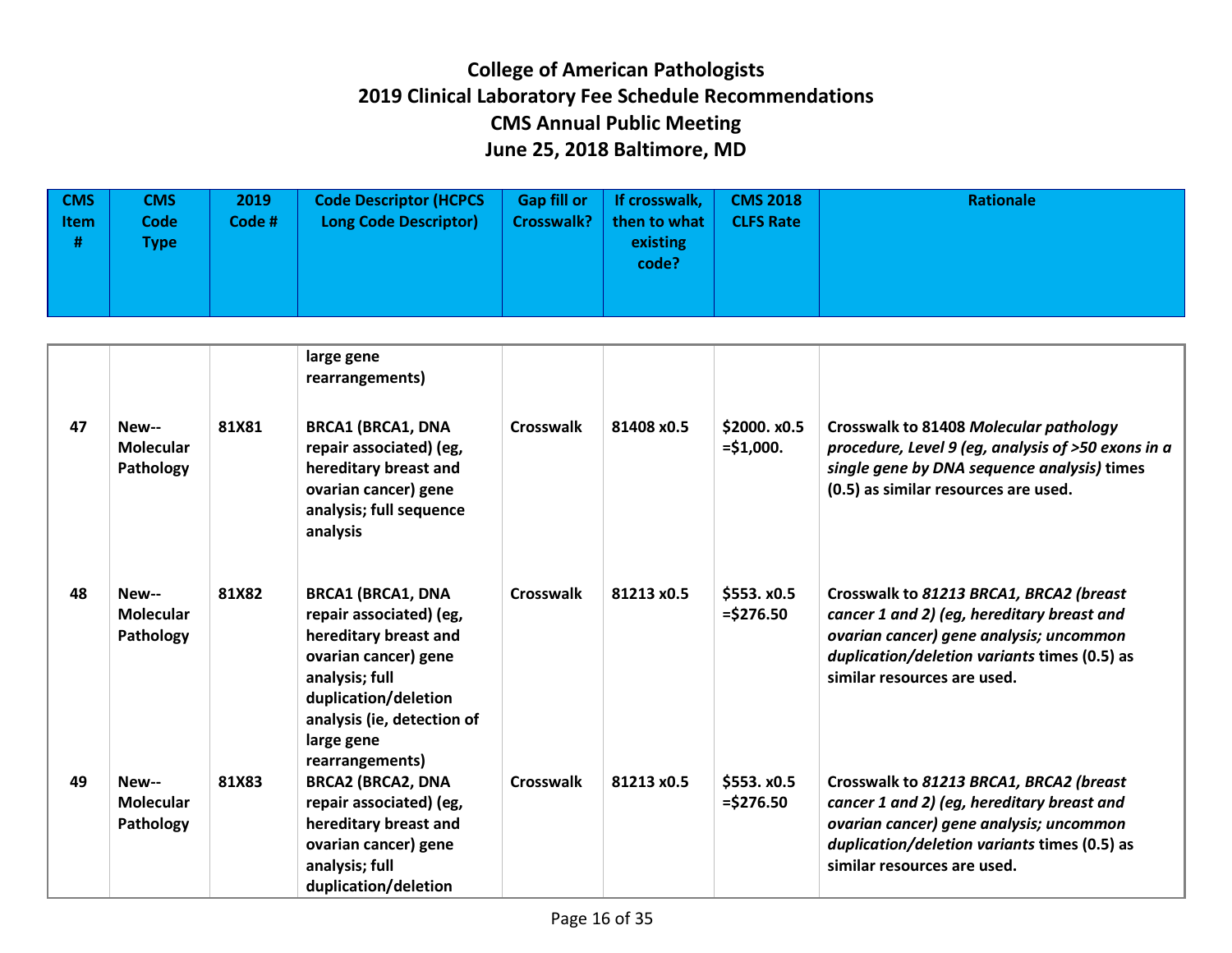# College of American Pathologists
# 2019 Clinical Laboratory Fee Schedule Recommendations
# CMS Annual Public Meeting
# June 25, 2018 Baltimore, MD

| CMS Item # | CMS Code Type | 2019 Code # | Code Descriptor (HCPCS Long Code Descriptor) | Gap fill or Crosswalk? | If crosswalk, then to what existing code? | CMS 2018 CLFS Rate | Rationale |
|---|---|---|---|---|---|---|---|
| | | | large gene rearrangements) | | | | |
| 47 | New-- Molecular Pathology | 81X81 | BRCA1 (BRCA1, DNA repair associated) (eg, hereditary breast and ovarian cancer) gene analysis; full sequence analysis | Crosswalk | 81408 x0.5 | $2000. x0.5 =$1,000. | Crosswalk to 81408 *Molecular pathology procedure, Level 9 (eg, analysis of >50 exons in a single gene by DNA sequence analysis)* times (0.5) as similar resources are used. |
| 48 | New-- Molecular Pathology | 81X82 | BRCA1 (BRCA1, DNA repair associated) (eg, hereditary breast and ovarian cancer) gene analysis; full duplication/deletion analysis (ie, detection of large gene rearrangements) | Crosswalk | 81213 x0.5 | $553. x0.5 =$276.50 | Crosswalk to *81213 BRCA1, BRCA2 (breast cancer 1 and 2) (eg, hereditary breast and ovarian cancer) gene analysis; uncommon duplication/deletion variants* times (0.5) as similar resources are used. |
| 49 | New-- Molecular Pathology | 81X83 | BRCA2 (BRCA2, DNA repair associated) (eg, hereditary breast and ovarian cancer) gene analysis; full duplication/deletion | Crosswalk | 81213 x0.5 | $553. x0.5 =$276.50 | Crosswalk to *81213 BRCA1, BRCA2 (breast cancer 1 and 2) (eg, hereditary breast and ovarian cancer) gene analysis; uncommon duplication/deletion variants* times (0.5) as similar resources are used. |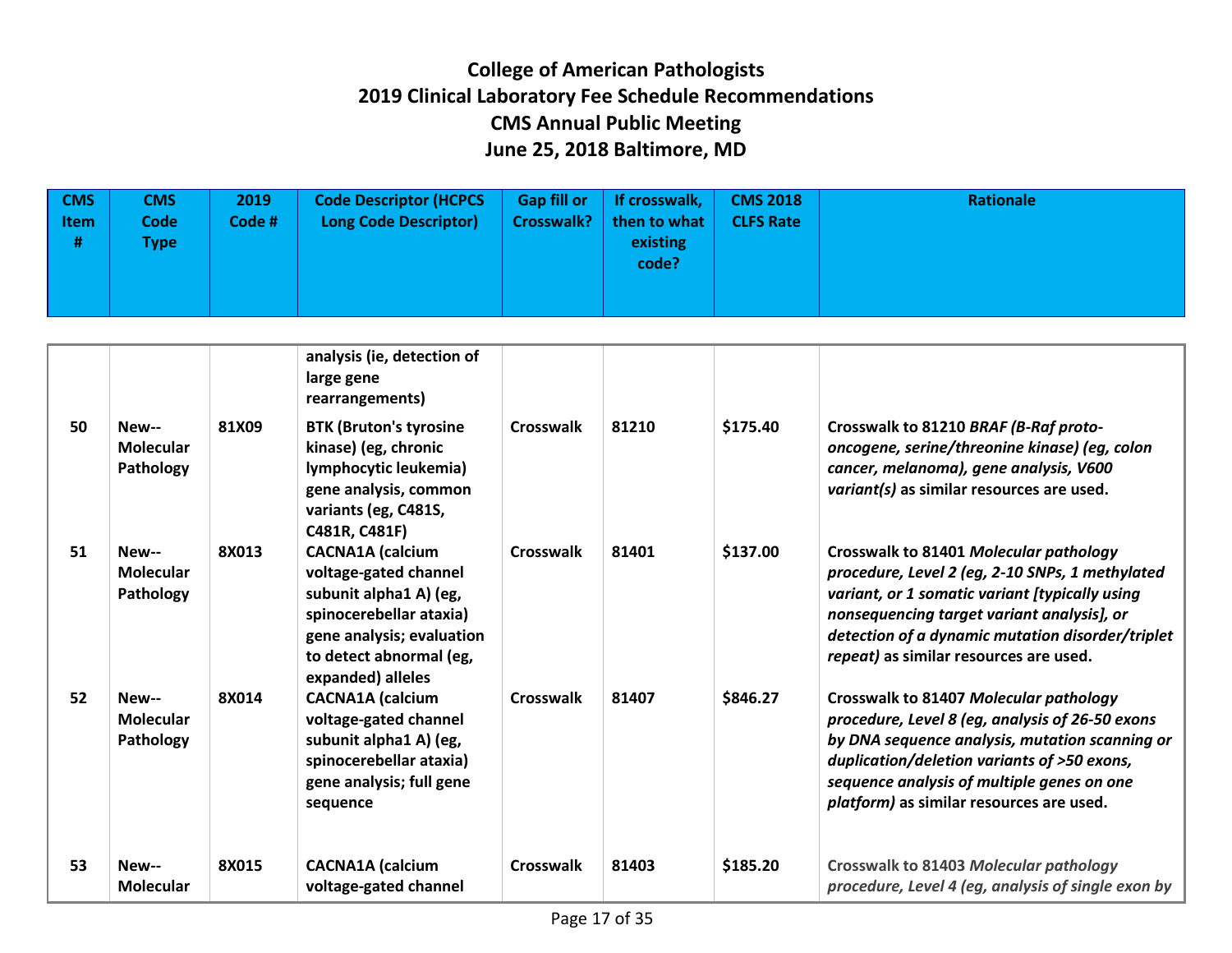# College of American Pathologists
# 2019 Clinical Laboratory Fee Schedule Recommendations
# CMS Annual Public Meeting
# June 25, 2018 Baltimore, MD

| CMS Item # | CMS Code Type | 2019 Code # | Code Descriptor (HCPCS Long Code Descriptor) | Gap fill or Crosswalk? | If crosswalk, then to what existing code? | CMS 2018 CLFS Rate | Rationale |
|---|---|---|---|---|---|---|---|
| | | | analysis (ie, detection of large gene rearrangements) | | | | |
| 50 | New--Molecular Pathology | 81X09 | BTK (Bruton's tyrosine kinase) (eg, chronic lymphocytic leukemia) gene analysis, common variants (eg, C481S, C481R, C481F) | Crosswalk | 81210 | $175.40 | Crosswalk to 81210 *BRAF (B-Raf proto-oncogene, serine/threonine kinase) (eg, colon cancer, melanoma), gene analysis, V600 variant(s)* as similar resources are used. |
| 51 | New--Molecular Pathology | 8X013 | CACNA1A (calcium voltage-gated channel subunit alpha1 A) (eg, spinocerebellar ataxia) gene analysis; evaluation to detect abnormal (eg, expanded) alleles | Crosswalk | 81401 | $137.00 | Crosswalk to 81401 *Molecular pathology procedure, Level 2 (eg, 2-10 SNPs, 1 methylated variant, or 1 somatic variant [typically using nonsequencing target variant analysis], or detection of a dynamic mutation disorder/triplet repeat)* as similar resources are used. |
| 52 | New--Molecular Pathology | 8X014 | CACNA1A (calcium voltage-gated channel subunit alpha1 A) (eg, spinocerebellar ataxia) gene analysis; full gene sequence | Crosswalk | 81407 | $846.27 | Crosswalk to 81407 *Molecular pathology procedure, Level 8 (eg, analysis of 26-50 exons by DNA sequence analysis, mutation scanning or duplication/deletion variants of >50 exons, sequence analysis of multiple genes on one platform)* as similar resources are used. |
| 53 | New--Molecular | 8X015 | CACNA1A (calcium voltage-gated channel | Crosswalk | 81403 | $185.20 | Crosswalk to 81403 *Molecular pathology procedure, Level 4 (eg, analysis of single exon by* |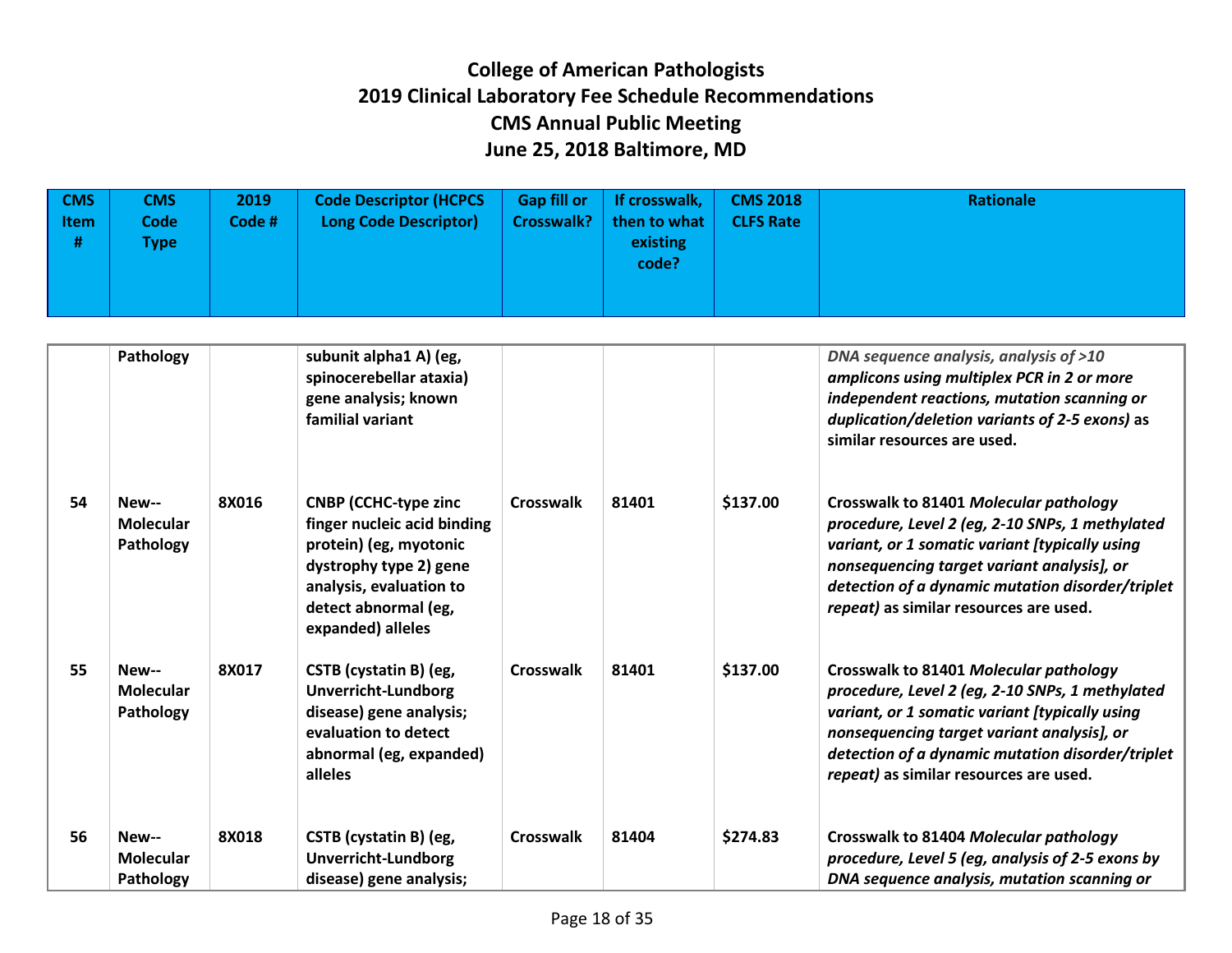# College of American Pathologists
# 2019 Clinical Laboratory Fee Schedule Recommendations
# CMS Annual Public Meeting
# June 25, 2018 Baltimore, MD

| CMS Item # | CMS Code Type | 2019 Code # | Code Descriptor (HCPCS Long Code Descriptor) | Gap fill or Crosswalk? | If crosswalk, then to what existing code? | CMS 2018 CLFS Rate | Rationale |
|---|---|---|---|---|---|---|---|
| | Pathology | | subunit alpha1 A) (eg, spinocerebellar ataxia) gene analysis; known familial variant | | | | *DNA sequence analysis, analysis of >10 amplicons using multiplex PCR in 2 or more independent reactions, mutation scanning or duplication/deletion variants of 2-5 exons)* as similar resources are used. |
| 54 | New--Molecular Pathology | 8X016 | CNBP (CCHC-type zinc finger nucleic acid binding protein) (eg, myotonic dystrophy type 2) gene analysis, evaluation to detect abnormal (eg, expanded) alleles | Crosswalk | 81401 | $137.00 | Crosswalk to 81401 *Molecular pathology procedure, Level 2 (eg, 2-10 SNPs, 1 methylated variant, or 1 somatic variant [typically using nonsequencing target variant analysis], or detection of a dynamic mutation disorder/triplet repeat)* as similar resources are used. |
| 55 | New--Molecular Pathology | 8X017 | CSTB (cystatin B) (eg, Unverricht-Lundborg disease) gene analysis; evaluation to detect abnormal (eg, expanded) alleles | Crosswalk | 81401 | $137.00 | Crosswalk to 81401 *Molecular pathology procedure, Level 2 (eg, 2-10 SNPs, 1 methylated variant, or 1 somatic variant [typically using nonsequencing target variant analysis], or detection of a dynamic mutation disorder/triplet repeat)* as similar resources are used. |
| 56 | New--Molecular Pathology | 8X018 | CSTB (cystatin B) (eg, Unverricht-Lundborg disease) gene analysis; | Crosswalk | 81404 | $274.83 | Crosswalk to 81404 *Molecular pathology procedure, Level 5 (eg, analysis of 2-5 exons by DNA sequence analysis, mutation scanning or* |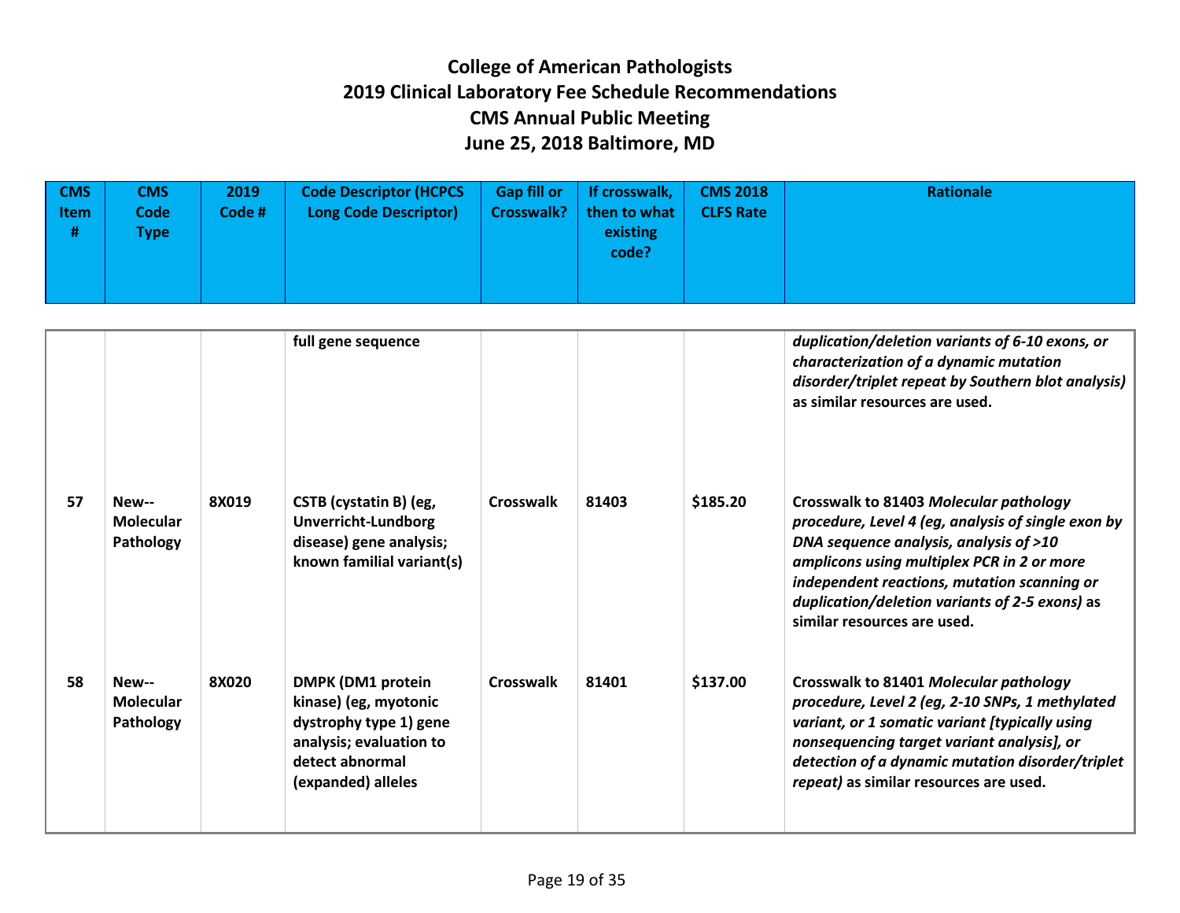# College of American Pathologists
# 2019 Clinical Laboratory Fee Schedule Recommendations
# CMS Annual Public Meeting
# June 25, 2018 Baltimore, MD

| CMS Item # | CMS Code Type | 2019 Code # | Code Descriptor (HCPCS Long Code Descriptor) | Gap fill or Crosswalk? | If crosswalk, then to what existing code? | CMS 2018 CLFS Rate | Rationale |
|---|---|---|---|---|---|---|---|
| | | | **full gene sequence** | | | | ***duplication/deletion variants of 6-10 exons, or characterization of a dynamic mutation disorder/triplet repeat by Southern blot analysis)*** **as similar resources are used.** |
| **57** | **New-- Molecular Pathology** | **8X019** | **CSTB (cystatin B) (eg, Unverricht-Lundborg disease) gene analysis; known familial variant(s)** | **Crosswalk** | **81403** | **$185.20** | **Crosswalk to 81403** ***Molecular pathology procedure, Level 4 (eg, analysis of single exon by DNA sequence analysis, analysis of >10 amplicons using multiplex PCR in 2 or more independent reactions, mutation scanning or duplication/deletion variants of 2-5 exons)*** **as similar resources are used.** |
| **58** | **New-- Molecular Pathology** | **8X020** | **DMPK (DM1 protein kinase) (eg, myotonic dystrophy type 1) gene analysis; evaluation to detect abnormal (expanded) alleles** | **Crosswalk** | **81401** | **$137.00** | **Crosswalk to 81401** ***Molecular pathology procedure, Level 2 (eg, 2-10 SNPs, 1 methylated variant, or 1 somatic variant [typically using nonsequencing target variant analysis], or detection of a dynamic mutation disorder/triplet repeat)*** **as similar resources are used.** |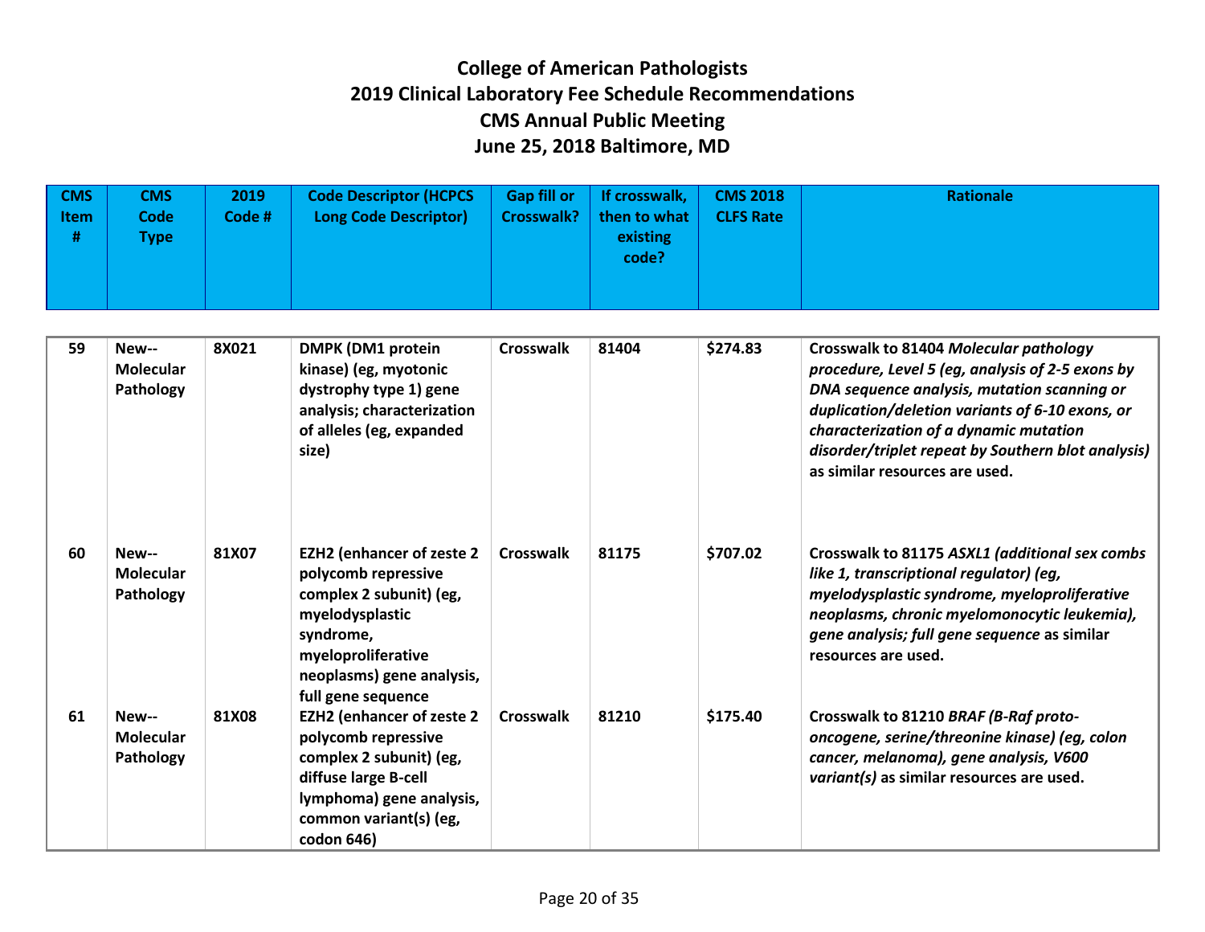# College of American Pathologists
# 2019 Clinical Laboratory Fee Schedule Recommendations
# CMS Annual Public Meeting
# June 25, 2018 Baltimore, MD

| CMS Item # | CMS Code Type | 2019 Code # | Code Descriptor (HCPCS Long Code Descriptor) | Gap fill or Crosswalk? | If crosswalk, then to what existing code? | CMS 2018 CLFS Rate | Rationale |
|---|---|---|---|---|---|---|---|
| 59 | New--Molecular Pathology | 8X021 | DMPK (DM1 protein kinase) (eg, myotonic dystrophy type 1) gene analysis; characterization of alleles (eg, expanded size) | Crosswalk | 81404 | $274.83 | Crosswalk to 81404 *Molecular pathology procedure, Level 5 (eg, analysis of 2-5 exons by DNA sequence analysis, mutation scanning or duplication/deletion variants of 6-10 exons, or characterization of a dynamic mutation disorder/triplet repeat by Southern blot analysis)* as similar resources are used. |
| 60 | New--Molecular Pathology | 81X07 | EZH2 (enhancer of zeste 2 polycomb repressive complex 2 subunit) (eg, myelodysplastic syndrome, myeloproliferative neoplasms) gene analysis, full gene sequence | Crosswalk | 81175 | $707.02 | Crosswalk to 81175 *ASXL1 (additional sex combs like 1, transcriptional regulator) (eg, myelodysplastic syndrome, myeloproliferative neoplasms, chronic myelomonocytic leukemia), gene analysis; full gene sequence* as similar resources are used. |
| 61 | New--Molecular Pathology | 81X08 | EZH2 (enhancer of zeste 2 polycomb repressive complex 2 subunit) (eg, diffuse large B-cell lymphoma) gene analysis, common variant(s) (eg, codon 646) | Crosswalk | 81210 | $175.40 | Crosswalk to 81210 *BRAF (B-Raf proto-oncogene, serine/threonine kinase) (eg, colon cancer, melanoma), gene analysis, V600 variant(s)* as similar resources are used. |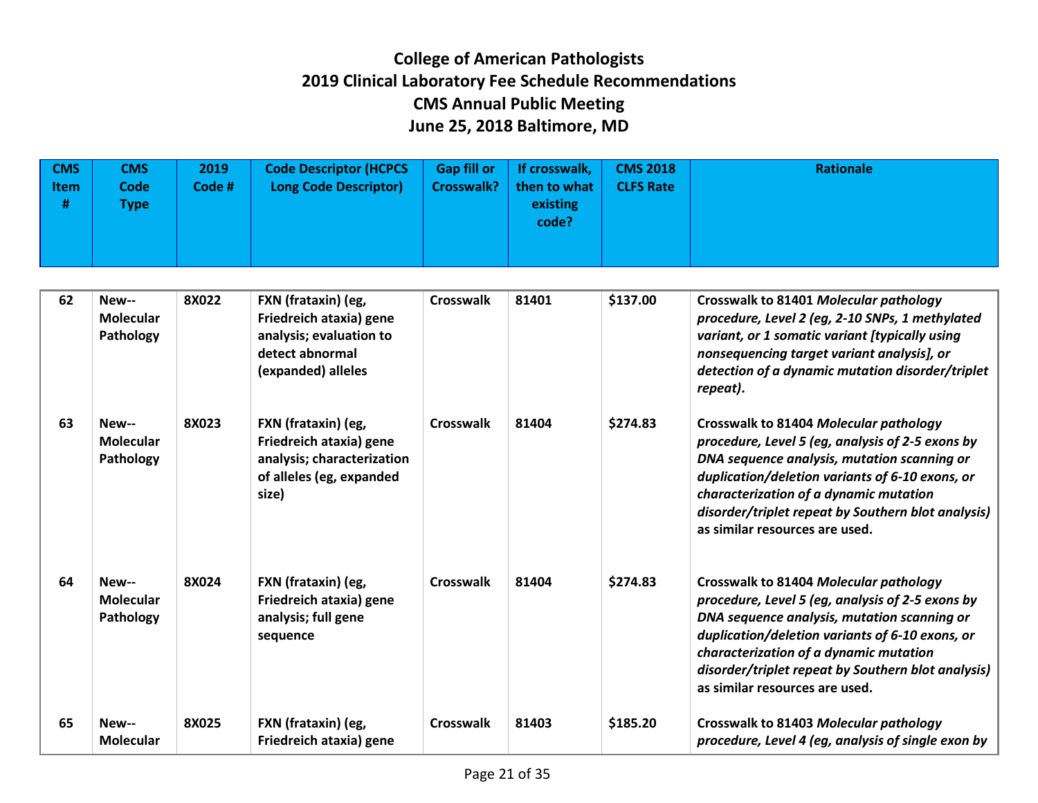# College of American Pathologists
# 2019 Clinical Laboratory Fee Schedule Recommendations
# CMS Annual Public Meeting
# June 25, 2018 Baltimore, MD

| CMS Item # | CMS Code Type | 2019 Code # | Code Descriptor (HCPCS Long Code Descriptor) | Gap fill or Crosswalk? | If crosswalk, then to what existing code? | CMS 2018 CLFS Rate | Rationale |
|---|---|---|---|---|---|---|---|
| 62 | New--Molecular Pathology | 8X022 | FXN (frataxin) (eg, Friedreich ataxia) gene analysis; evaluation to detect abnormal (expanded) alleles | Crosswalk | 81401 | $137.00 | Crosswalk to 81401 *Molecular pathology procedure, Level 2 (eg, 2-10 SNPs, 1 methylated variant, or 1 somatic variant [typically using nonsequencing target variant analysis], or detection of a dynamic mutation disorder/triplet repeat)*. |
| 63 | New--Molecular Pathology | 8X023 | FXN (frataxin) (eg, Friedreich ataxia) gene analysis; characterization of alleles (eg, expanded size) | Crosswalk | 81404 | $274.83 | Crosswalk to 81404 *Molecular pathology procedure, Level 5 (eg, analysis of 2-5 exons by DNA sequence analysis, mutation scanning or duplication/deletion variants of 6-10 exons, or characterization of a dynamic mutation disorder/triplet repeat by Southern blot analysis)* as similar resources are used. |
| 64 | New--Molecular Pathology | 8X024 | FXN (frataxin) (eg, Friedreich ataxia) gene analysis; full gene sequence | Crosswalk | 81404 | $274.83 | Crosswalk to 81404 *Molecular pathology procedure, Level 5 (eg, analysis of 2-5 exons by DNA sequence analysis, mutation scanning or duplication/deletion variants of 6-10 exons, or characterization of a dynamic mutation disorder/triplet repeat by Southern blot analysis)* as similar resources are used. |
| 65 | New--Molecular | 8X025 | FXN (frataxin) (eg, Friedreich ataxia) gene | Crosswalk | 81403 | $185.20 | Crosswalk to 81403 *Molecular pathology procedure, Level 4 (eg, analysis of single exon by* |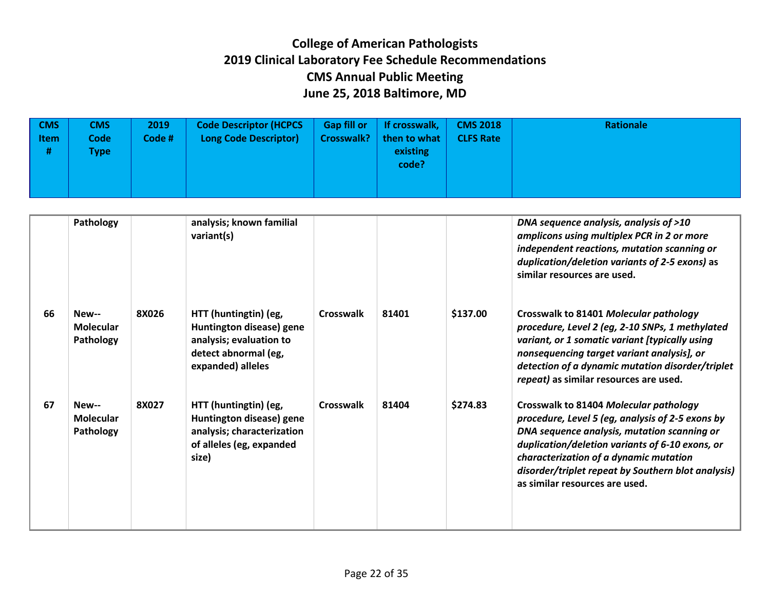# College of American Pathologists
# 2019 Clinical Laboratory Fee Schedule Recommendations
# CMS Annual Public Meeting
# June 25, 2018 Baltimore, MD

| CMS Item # | CMS Code Type | 2019 Code # | Code Descriptor (HCPCS Long Code Descriptor) | Gap fill or Crosswalk? | If crosswalk, then to what existing code? | CMS 2018 CLFS Rate | Rationale |
|---|---|---|---|---|---|---|---|
| | **Pathology** | | **analysis; known familial variant(s)** | | | | ***DNA sequence analysis, analysis of >10 amplicons using multiplex PCR in 2 or more independent reactions, mutation scanning or duplication/deletion variants of 2-5 exons)*** **as similar resources are used.** |
| **66** | **New--Molecular Pathology** | **8X026** | **HTT (huntingtin) (eg, Huntington disease) gene analysis; evaluation to detect abnormal (eg, expanded) alleles** | **Crosswalk** | **81401** | **$137.00** | **Crosswalk to 81401** ***Molecular pathology procedure, Level 2 (eg, 2-10 SNPs, 1 methylated variant, or 1 somatic variant [typically using nonsequencing target variant analysis], or detection of a dynamic mutation disorder/triplet repeat)*** **as similar resources are used.** |
| **67** | **New--Molecular Pathology** | **8X027** | **HTT (huntingtin) (eg, Huntington disease) gene analysis; characterization of alleles (eg, expanded size)** | **Crosswalk** | **81404** | **$274.83** | **Crosswalk to 81404** ***Molecular pathology procedure, Level 5 (eg, analysis of 2-5 exons by DNA sequence analysis, mutation scanning or duplication/deletion variants of 6-10 exons, or characterization of a dynamic mutation disorder/triplet repeat by Southern blot analysis)*** **as similar resources are used.** |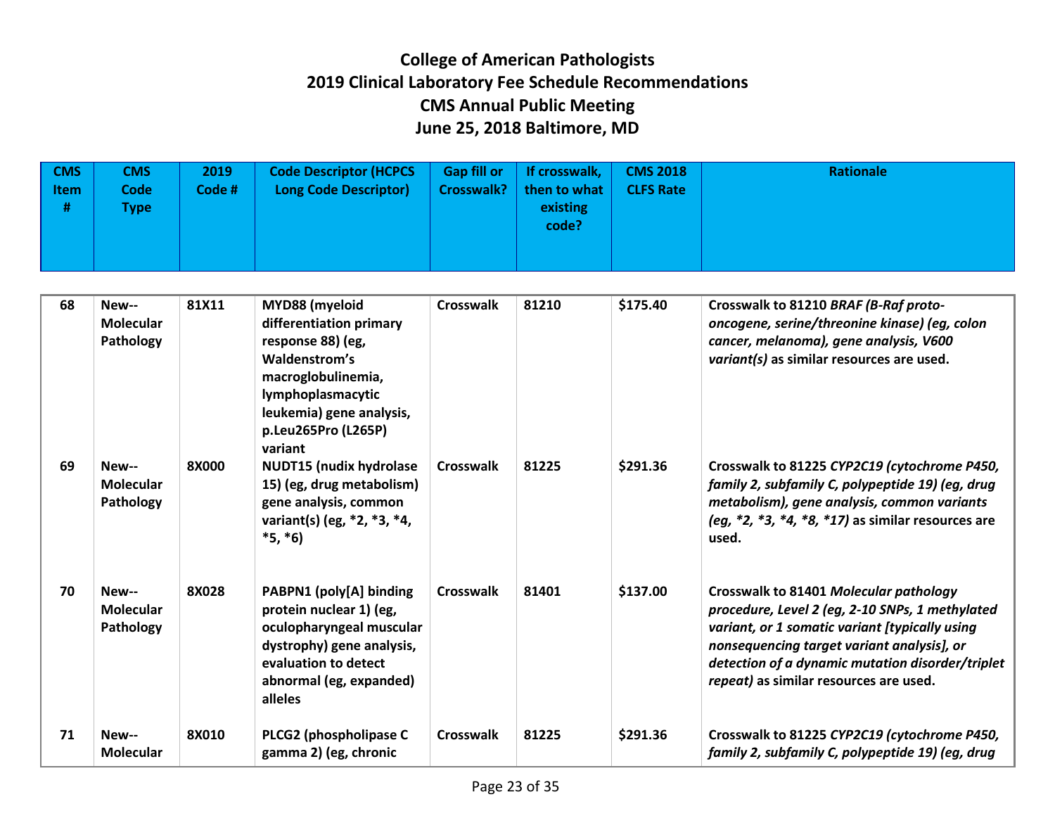# College of American Pathologists
# 2019 Clinical Laboratory Fee Schedule Recommendations
# CMS Annual Public Meeting
# June 25, 2018 Baltimore, MD

| CMS Item # | CMS Code Type | 2019 Code # | Code Descriptor (HCPCS Long Code Descriptor) | Gap fill or Crosswalk? | If crosswalk, then to what existing code? | CMS 2018 CLFS Rate | Rationale |
|---|---|---|---|---|---|---|---|
| **68** | **New--Molecular Pathology** | **81X11** | **MYD88 (myeloid differentiation primary response 88) (eg, Waldenstrom's macroglobulinemia, lymphoplasmacytic leukemia) gene analysis, p.Leu265Pro (L265P) variant** | **Crosswalk** | **81210** | **$175.40** | **Crosswalk to 81210** ***BRAF (B-Raf proto-oncogene, serine/threonine kinase) (eg, colon cancer, melanoma), gene analysis, V600 variant(s)*** **as similar resources are used.** |
| **69** | **New--Molecular Pathology** | **8X000** | **NUDT15 (nudix hydrolase 15) (eg, drug metabolism) gene analysis, common variant(s) (eg, *2, *3, *4, *5, *6)** | **Crosswalk** | **81225** | **$291.36** | **Crosswalk to 81225** ***CYP2C19 (cytochrome P450, family 2, subfamily C, polypeptide 19) (eg, drug metabolism), gene analysis, common variants (eg, *2, *3, *4, *8, *17)*** **as similar resources are used.** |
| **70** | **New--Molecular Pathology** | **8X028** | **PABPN1 (poly[A] binding protein nuclear 1) (eg, oculopharyngeal muscular dystrophy) gene analysis, evaluation to detect abnormal (eg, expanded) alleles** | **Crosswalk** | **81401** | **$137.00** | **Crosswalk to 81401** ***Molecular pathology procedure, Level 2 (eg, 2-10 SNPs, 1 methylated variant, or 1 somatic variant [typically using nonsequencing target variant analysis], or detection of a dynamic mutation disorder/triplet repeat)*** **as similar resources are used.** |
| **71** | **New--Molecular** | **8X010** | **PLCG2 (phospholipase C gamma 2) (eg, chronic** | **Crosswalk** | **81225** | **$291.36** | **Crosswalk to 81225** ***CYP2C19 (cytochrome P450, family 2, subfamily C, polypeptide 19) (eg, drug*** |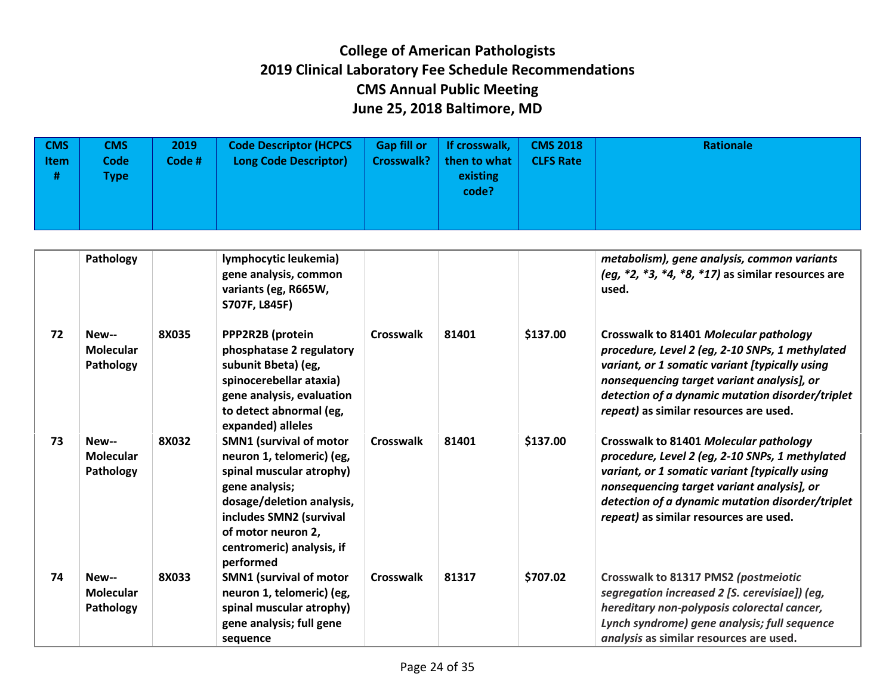# College of American Pathologists 2019 Clinical Laboratory Fee Schedule Recommendations CMS Annual Public Meeting June 25, 2018 Baltimore, MD

| CMS Item # | CMS Code Type | 2019 Code # | Code Descriptor (HCPCS Long Code Descriptor) | Gap fill or Crosswalk? | If crosswalk, then to what existing code? | CMS 2018 CLFS Rate | Rationale |
|---|---|---|---|---|---|---|---|
| | Pathology | | lymphocytic leukemia) gene analysis, common variants (eg, R665W, S707F, L845F) | | | | *metabolism), gene analysis, common variants (eg, *2, *3, *4, *8, *17)* as similar resources are used. |
| 72 | New--Molecular Pathology | 8X035 | PPP2R2B (protein phosphatase 2 regulatory subunit Bbeta) (eg, spinocerebellar ataxia) gene analysis, evaluation to detect abnormal (eg, expanded) alleles | Crosswalk | 81401 | $137.00 | Crosswalk to 81401 *Molecular pathology procedure, Level 2 (eg, 2-10 SNPs, 1 methylated variant, or 1 somatic variant [typically using nonsequencing target variant analysis], or detection of a dynamic mutation disorder/triplet repeat)* as similar resources are used. |
| 73 | New--Molecular Pathology | 8X032 | SMN1 (survival of motor neuron 1, telomeric) (eg, spinal muscular atrophy) gene analysis; dosage/deletion analysis, includes SMN2 (survival of motor neuron 2, centromeric) analysis, if performed | Crosswalk | 81401 | $137.00 | Crosswalk to 81401 *Molecular pathology procedure, Level 2 (eg, 2-10 SNPs, 1 methylated variant, or 1 somatic variant [typically using nonsequencing target variant analysis], or detection of a dynamic mutation disorder/triplet repeat)* as similar resources are used. |
| 74 | New--Molecular Pathology | 8X033 | SMN1 (survival of motor neuron 1, telomeric) (eg, spinal muscular atrophy) gene analysis; full gene sequence | Crosswalk | 81317 | $707.02 | Crosswalk to 81317 PMS2 *(postmeiotic segregation increased 2 [S. cerevisiae]) (eg, hereditary non-polyposis colorectal cancer, Lynch syndrome) gene analysis; full sequence analysis* as similar resources are used. |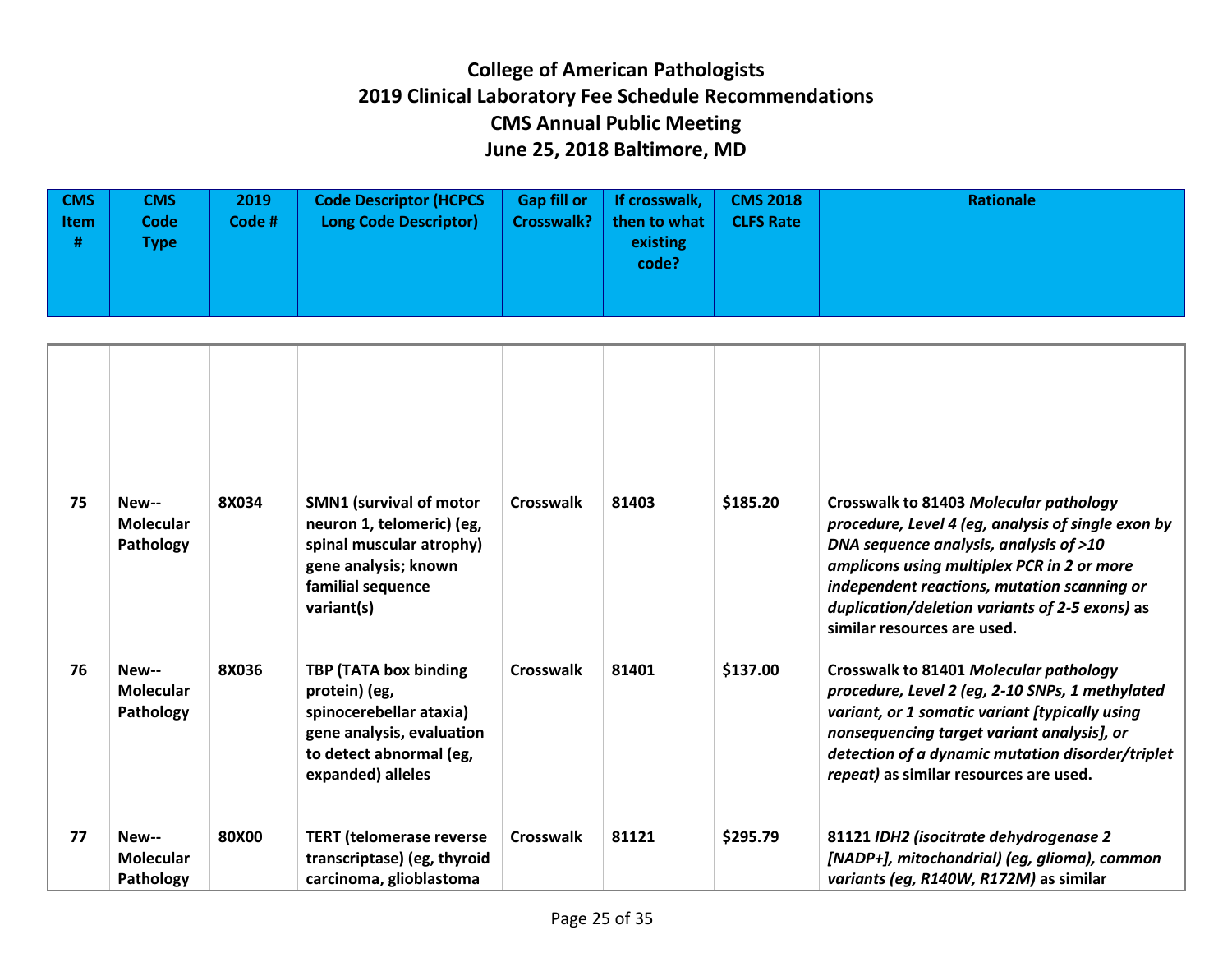# College of American Pathologists
# 2019 Clinical Laboratory Fee Schedule Recommendations
# CMS Annual Public Meeting
# June 25, 2018 Baltimore, MD

| CMS Item # | CMS Code Type | 2019 Code # | Code Descriptor (HCPCS Long Code Descriptor) | Gap fill or Crosswalk? | If crosswalk, then to what existing code? | CMS 2018 CLFS Rate | Rationale |
|---|---|---|---|---|---|---|---|
| 75 | New--Molecular Pathology | 8X034 | SMN1 (survival of motor neuron 1, telomeric) (eg, spinal muscular atrophy) gene analysis; known familial sequence variant(s) | Crosswalk | 81403 | $185.20 | Crosswalk to 81403 *Molecular pathology procedure, Level 4 (eg, analysis of single exon by DNA sequence analysis, analysis of >10 amplicons using multiplex PCR in 2 or more independent reactions, mutation scanning or duplication/deletion variants of 2-5 exons)* as similar resources are used. |
| 76 | New--Molecular Pathology | 8X036 | TBP (TATA box binding protein) (eg, spinocerebellar ataxia) gene analysis, evaluation to detect abnormal (eg, expanded) alleles | Crosswalk | 81401 | $137.00 | Crosswalk to 81401 *Molecular pathology procedure, Level 2 (eg, 2-10 SNPs, 1 methylated variant, or 1 somatic variant [typically using nonsequencing target variant analysis], or detection of a dynamic mutation disorder/triplet repeat)* as similar resources are used. |
| 77 | New--Molecular Pathology | 80X00 | TERT (telomerase reverse transcriptase) (eg, thyroid carcinoma, glioblastoma | Crosswalk | 81121 | $295.79 | 81121 *IDH2 (isocitrate dehydrogenase 2 [NADP+], mitochondrial) (eg, glioma), common variants (eg, R140W, R172M)* as similar |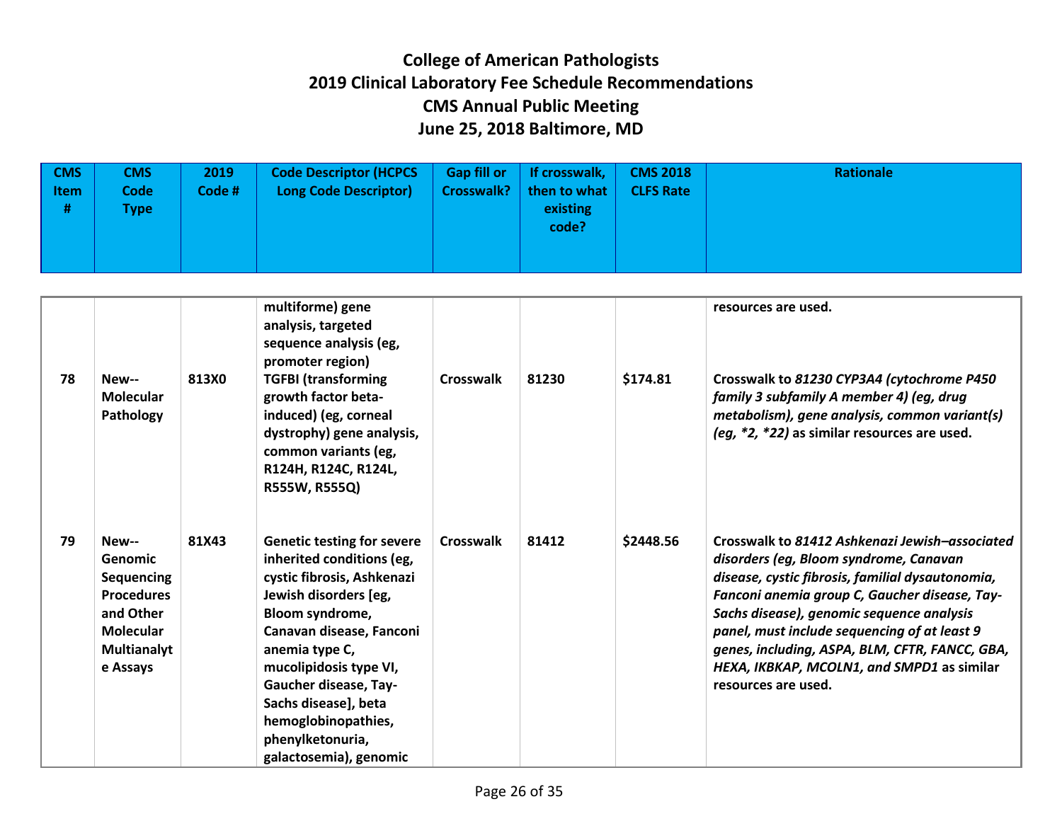# College of American Pathologists
# 2019 Clinical Laboratory Fee Schedule Recommendations
# CMS Annual Public Meeting
# June 25, 2018 Baltimore, MD

| CMS Item # | CMS Code Type | 2019 Code # | Code Descriptor (HCPCS Long Code Descriptor) | Gap fill or Crosswalk? | If crosswalk, then to what existing code? | CMS 2018 CLFS Rate | Rationale |
|---|---|---|---|---|---|---|---|
| | | | **multiforme) gene analysis, targeted sequence analysis (eg, promoter region)** | | | | **resources are used.** |
| **78** | **New-- Molecular Pathology** | **813X0** | **TGFBI (transforming growth factor beta-induced) (eg, corneal dystrophy) gene analysis, common variants (eg, R124H, R124C, R124L, R555W, R555Q)** | **Crosswalk** | **81230** | **$174.81** | **Crosswalk to *81230 CYP3A4 (cytochrome P450 family 3 subfamily A member 4) (eg, drug metabolism), gene analysis, common variant(s) (eg, *2, *22)* as similar resources are used.** |
| **79** | **New-- Genomic Sequencing Procedures and Other Molecular Multianalyte Assays** | **81X43** | **Genetic testing for severe inherited conditions (eg, cystic fibrosis, Ashkenazi Jewish disorders [eg, Bloom syndrome, Canavan disease, Fanconi anemia type C, mucolipidosis type VI, Gaucher disease, Tay-Sachs disease], beta hemoglobinopathies, phenylketonuria, galactosemia), genomic** | **Crosswalk** | **81412** | **$2448.56** | **Crosswalk to *81412 Ashkenazi Jewish–associated disorders (eg, Bloom syndrome, Canavan disease, cystic fibrosis, familial dysautonomia, Fanconi anemia group C, Gaucher disease, Tay-Sachs disease), genomic sequence analysis panel, must include sequencing of at least 9 genes, including, ASPA, BLM, CFTR, FANCC, GBA, HEXA, IKBKAP, MCOLN1, and SMPD1* as similar resources are used.** |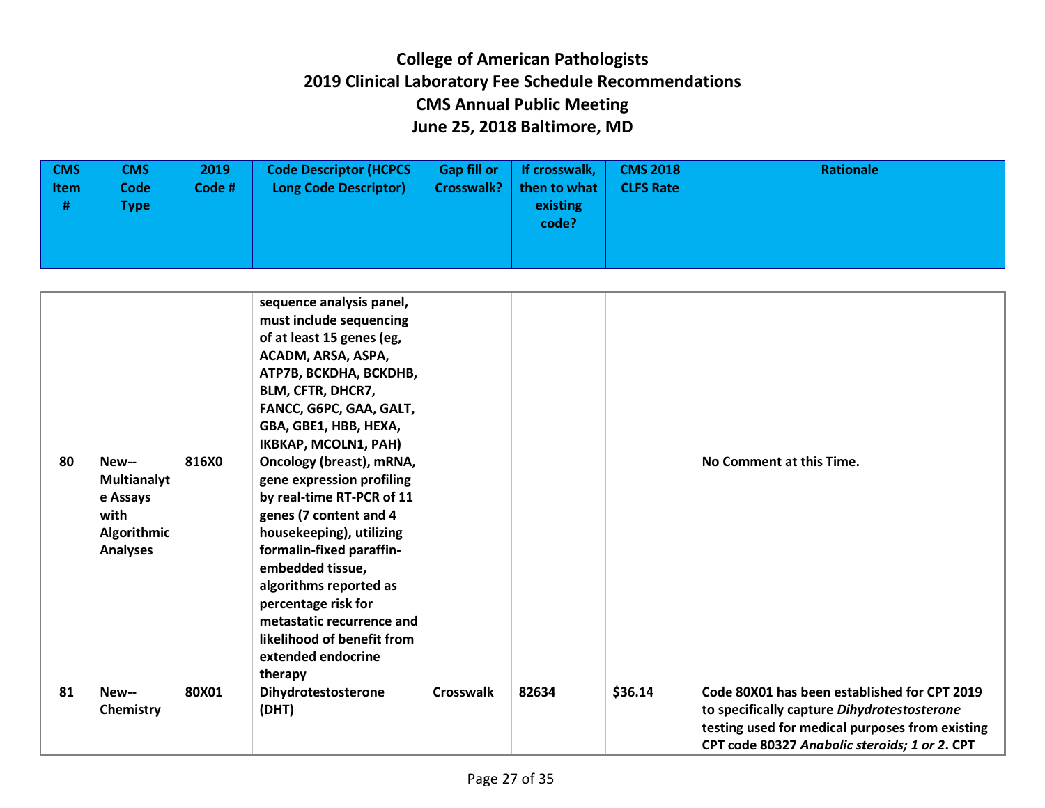# College of American Pathologists
# 2019 Clinical Laboratory Fee Schedule Recommendations
# CMS Annual Public Meeting
# June 25, 2018 Baltimore, MD

| CMS Item # | CMS Code Type | 2019 Code # | Code Descriptor (HCPCS Long Code Descriptor) | Gap fill or Crosswalk? | If crosswalk, then to what existing code? | CMS 2018 CLFS Rate | Rationale |
|---|---|---|---|---|---|---|---|
| | | | **sequence analysis panel, must include sequencing of at least 15 genes (eg, ACADM, ARSA, ASPA, ATP7B, BCKDHA, BCKDHB, BLM, CFTR, DHCR7, FANCC, G6PC, GAA, GALT, GBA, GBE1, HBB, HEXA, IKBKAP, MCOLN1, PAH)** | | | | |
| **80** | **New--Multianalyte Assays with Algorithmic Analyses** | **816X0** | **Oncology (breast), mRNA, gene expression profiling by real-time RT-PCR of 11 genes (7 content and 4 housekeeping), utilizing formalin-fixed paraffin-embedded tissue, algorithms reported as percentage risk for metastatic recurrence and likelihood of benefit from extended endocrine therapy** | | | | **No Comment at this Time.** |
| **81** | **New--Chemistry** | **80X01** | **Dihydrotestosterone (DHT)** | **Crosswalk** | **82634** | **$36.14** | **Code 80X01 has been established for CPT 2019 to specifically capture *Dihydrotestosterone* testing used for medical purposes from existing CPT code 80327 *Anabolic steroids; 1 or 2*. CPT** |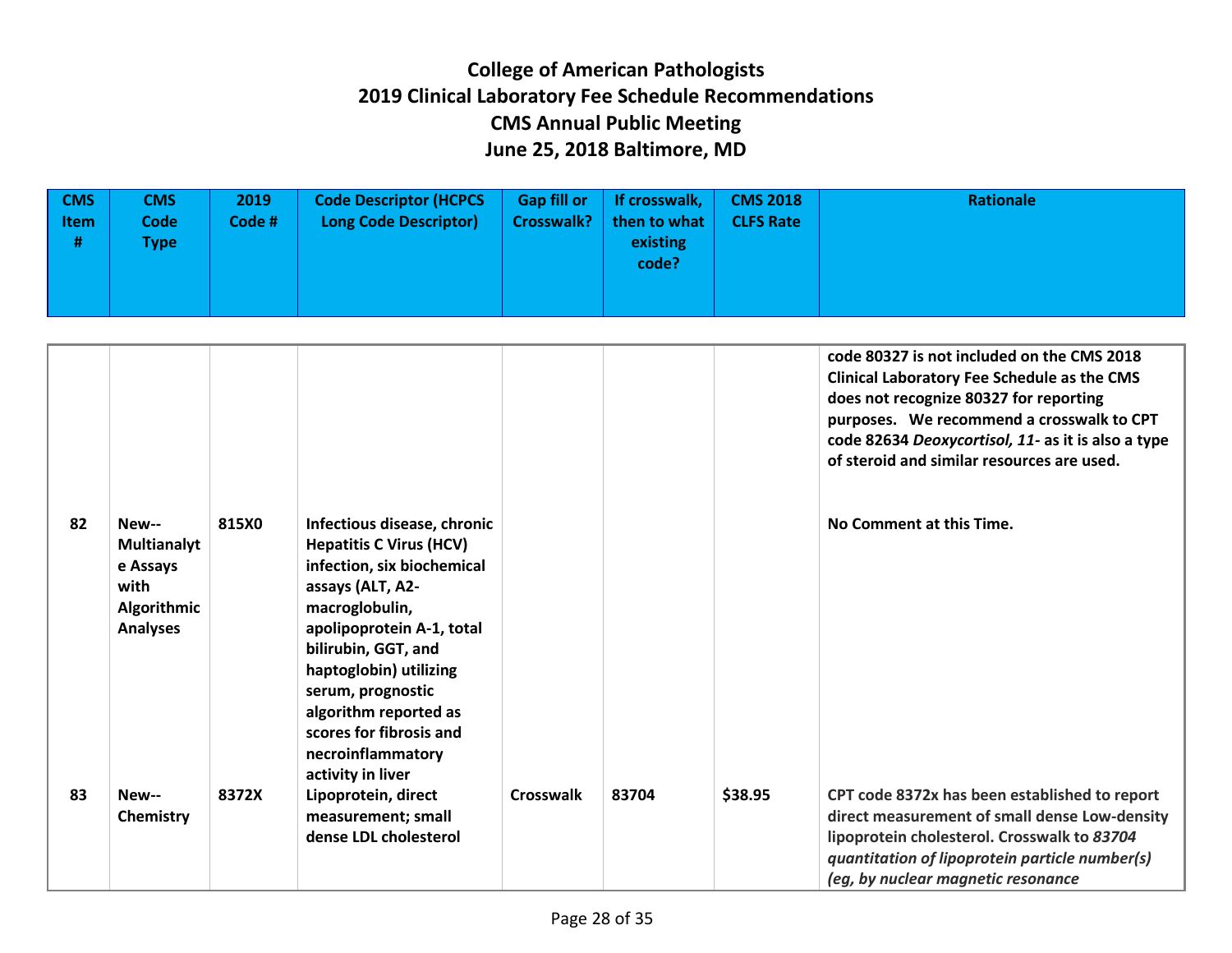# College of American Pathologists
# 2019 Clinical Laboratory Fee Schedule Recommendations
# CMS Annual Public Meeting
# June 25, 2018 Baltimore, MD

| CMS Item # | CMS Code Type | 2019 Code # | Code Descriptor (HCPCS Long Code Descriptor) | Gap fill or Crosswalk? | If crosswalk, then to what existing code? | CMS 2018 CLFS Rate | Rationale |
|---|---|---|---|---|---|---|---|
| | | | | | | | **code 80327 is not included on the CMS 2018 Clinical Laboratory Fee Schedule as the CMS does not recognize 80327 for reporting purposes. We recommend a crosswalk to CPT code 82634 *Deoxycortisol, 11-* as it is also a type of steroid and similar resources are used.** |
| **82** | **New--Multianalyte Assays with Algorithmic Analyses** | **815X0** | **Infectious disease, chronic Hepatitis C Virus (HCV) infection, six biochemical assays (ALT, A2-macroglobulin, apolipoprotein A-1, total bilirubin, GGT, and haptoglobin) utilizing serum, prognostic algorithm reported as scores for fibrosis and necroinflammatory activity in liver** | | | | **No Comment at this Time.** |
| **83** | **New--Chemistry** | **8372X** | **Lipoprotein, direct measurement; small dense LDL cholesterol** | **Crosswalk** | **83704** | **$38.95** | **CPT code 8372x has been established to report direct measurement of small dense Low-density lipoprotein cholesterol. Crosswalk to *83704 quantitation of lipoprotein particle number(s) (eg, by nuclear magnetic resonance*** |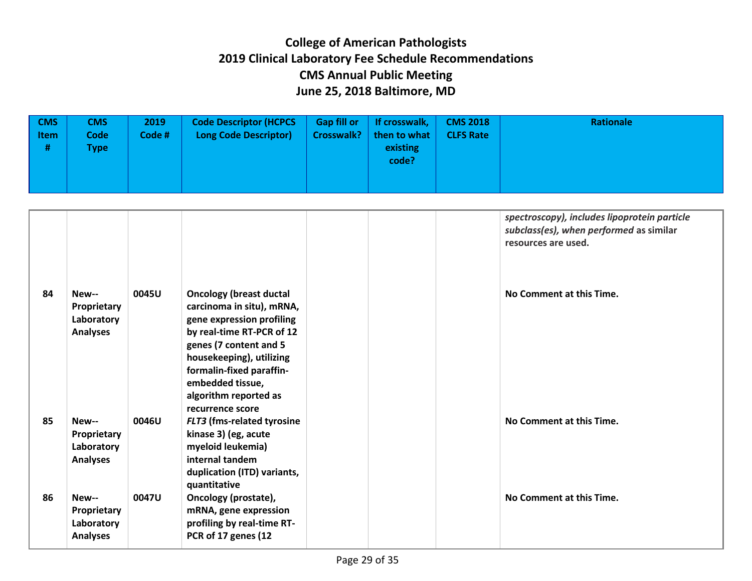# College of American Pathologists
# 2019 Clinical Laboratory Fee Schedule Recommendations
# CMS Annual Public Meeting
# June 25, 2018 Baltimore, MD

| CMS Item # | CMS Code Type | 2019 Code # | Code Descriptor (HCPCS Long Code Descriptor) | Gap fill or Crosswalk? | If crosswalk, then to what existing code? | CMS 2018 CLFS Rate | Rationale |
|---|---|---|---|---|---|---|---|
| | | | | | | | ***spectroscopy), includes lipoprotein particle subclass(es), when performed*** **as similar resources are used.** |
| **84** | **New--Proprietary Laboratory Analyses** | **0045U** | **Oncology (breast ductal carcinoma in situ), mRNA, gene expression profiling by real-time RT-PCR of 12 genes (7 content and 5 housekeeping), utilizing formalin-fixed paraffin-embedded tissue, algorithm reported as recurrence score** | | | | **No Comment at this Time.** |
| **85** | **New--Proprietary Laboratory Analyses** | **0046U** | ***FLT3*** **(fms-related tyrosine kinase 3) (eg, acute myeloid leukemia) internal tandem duplication (ITD) variants, quantitative** | | | | **No Comment at this Time.** |
| **86** | **New--Proprietary Laboratory Analyses** | **0047U** | **Oncology (prostate), mRNA, gene expression profiling by real-time RT-PCR of 17 genes (12** | | | | **No Comment at this Time.** |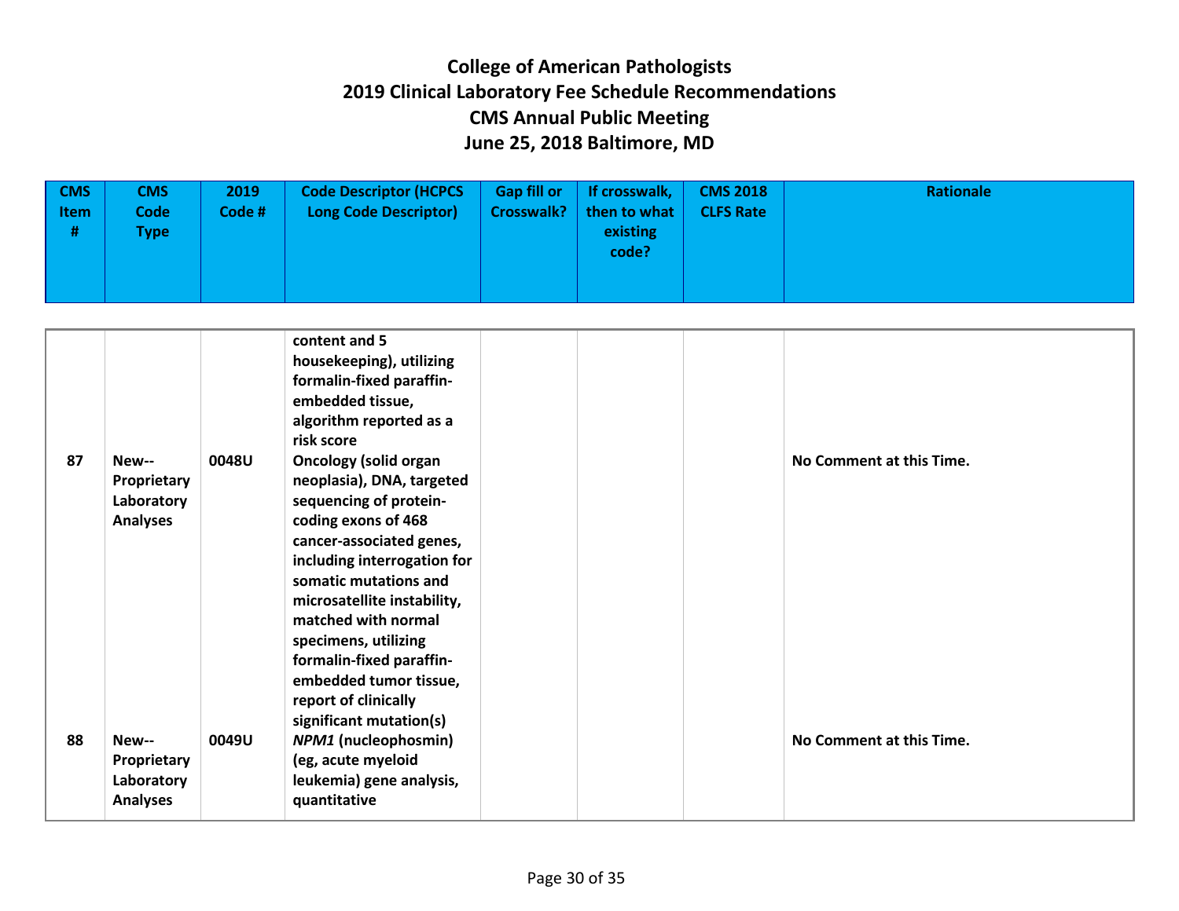# College of American Pathologists
# 2019 Clinical Laboratory Fee Schedule Recommendations
# CMS Annual Public Meeting
# June 25, 2018 Baltimore, MD

| CMS Item # | CMS Code Type | 2019 Code # | Code Descriptor (HCPCS Long Code Descriptor) | Gap fill or Crosswalk? | If crosswalk, then to what existing code? | CMS 2018 CLFS Rate | Rationale |
|---|---|---|---|---|---|---|---|
| | | | content and 5 housekeeping), utilizing formalin-fixed paraffin-embedded tissue, algorithm reported as a risk score | | | | |
| 87 | New--Proprietary Laboratory Analyses | 0048U | Oncology (solid organ neoplasia), DNA, targeted sequencing of protein-coding exons of 468 cancer-associated genes, including interrogation for somatic mutations and microsatellite instability, matched with normal specimens, utilizing formalin-fixed paraffin-embedded tumor tissue, report of clinically significant mutation(s) | | | | No Comment at this Time. |
| 88 | New--Proprietary Laboratory Analyses | 0049U | *NPM1* (nucleophosmin) (eg, acute myeloid leukemia) gene analysis, quantitative | | | | No Comment at this Time. |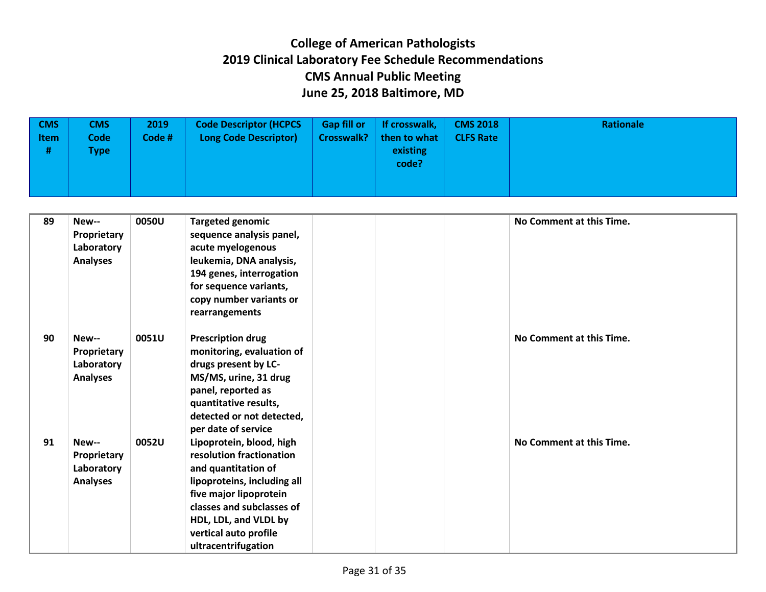# College of American Pathologists
# 2019 Clinical Laboratory Fee Schedule Recommendations
# CMS Annual Public Meeting
# June 25, 2018 Baltimore, MD

| CMS Item # | CMS Code Type | 2019 Code # | Code Descriptor (HCPCS Long Code Descriptor) | Gap fill or Crosswalk? | If crosswalk, then to what existing code? | CMS 2018 CLFS Rate | Rationale |
|---|---|---|---|---|---|---|---|
| 89 | New--Proprietary Laboratory Analyses | 0050U | Targeted genomic sequence analysis panel, acute myelogenous leukemia, DNA analysis, 194 genes, interrogation for sequence variants, copy number variants or rearrangements | | | | No Comment at this Time. |
| 90 | New--Proprietary Laboratory Analyses | 0051U | Prescription drug monitoring, evaluation of drugs present by LC-MS/MS, urine, 31 drug panel, reported as quantitative results, detected or not detected, per date of service | | | | No Comment at this Time. |
| 91 | New--Proprietary Laboratory Analyses | 0052U | Lipoprotein, blood, high resolution fractionation and quantitation of lipoproteins, including all five major lipoprotein classes and subclasses of HDL, LDL, and VLDL by vertical auto profile ultracentrifugation | | | | No Comment at this Time. |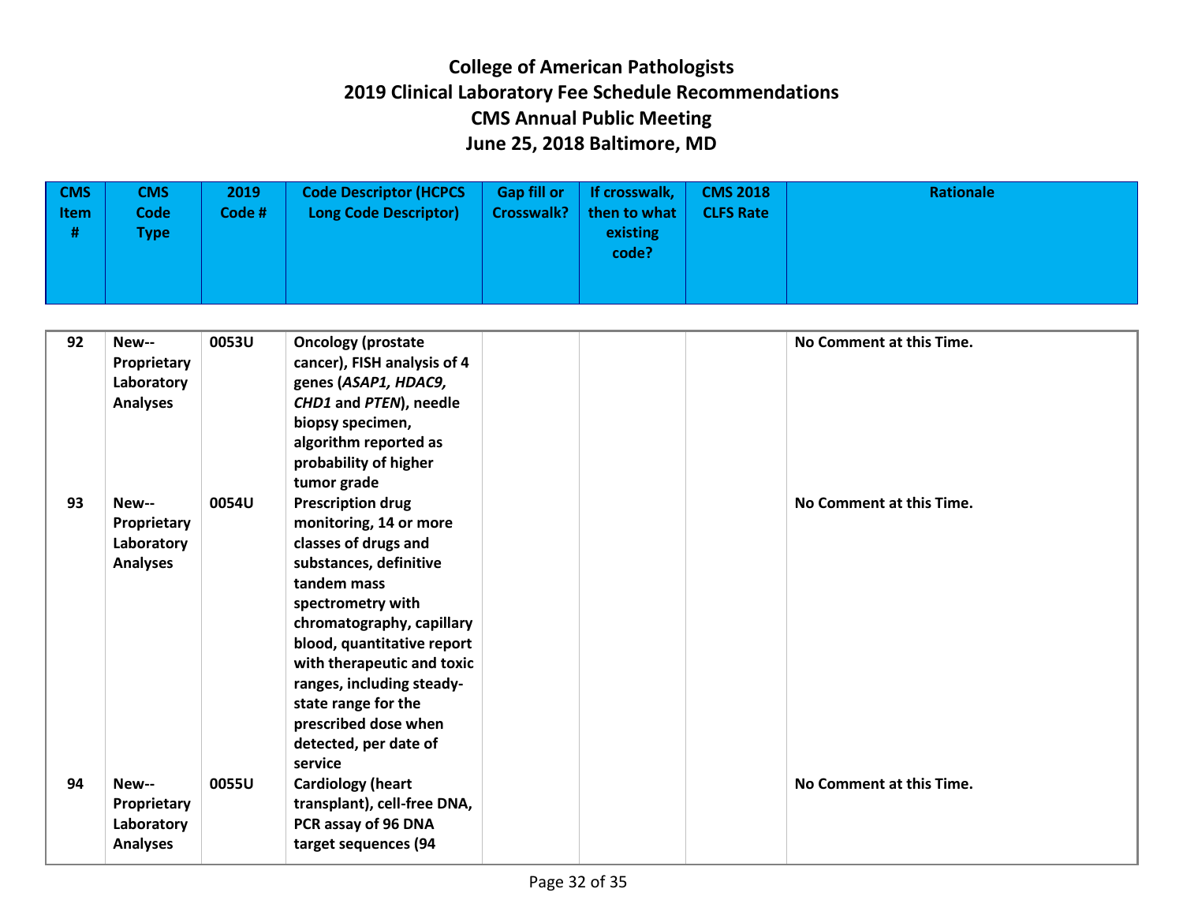# College of American Pathologists
# 2019 Clinical Laboratory Fee Schedule Recommendations
# CMS Annual Public Meeting
# June 25, 2018 Baltimore, MD

| CMS Item # | CMS Code Type | 2019 Code # | Code Descriptor (HCPCS Long Code Descriptor) | Gap fill or Crosswalk? | If crosswalk, then to what existing code? | CMS 2018 CLFS Rate | Rationale |
|---|---|---|---|---|---|---|---|
| 92 | New-- Proprietary Laboratory Analyses | 0053U | Oncology (prostate cancer), FISH analysis of 4 genes (*ASAP1, HDAC9, CHD1* and *PTEN*), needle biopsy specimen, algorithm reported as probability of higher tumor grade | | | | No Comment at this Time. |
| 93 | New-- Proprietary Laboratory Analyses | 0054U | Prescription drug monitoring, 14 or more classes of drugs and substances, definitive tandem mass spectrometry with chromatography, capillary blood, quantitative report with therapeutic and toxic ranges, including steady-state range for the prescribed dose when detected, per date of service | | | | No Comment at this Time. |
| 94 | New-- Proprietary Laboratory Analyses | 0055U | Cardiology (heart transplant), cell-free DNA, PCR assay of 96 DNA target sequences (94 | | | | No Comment at this Time. |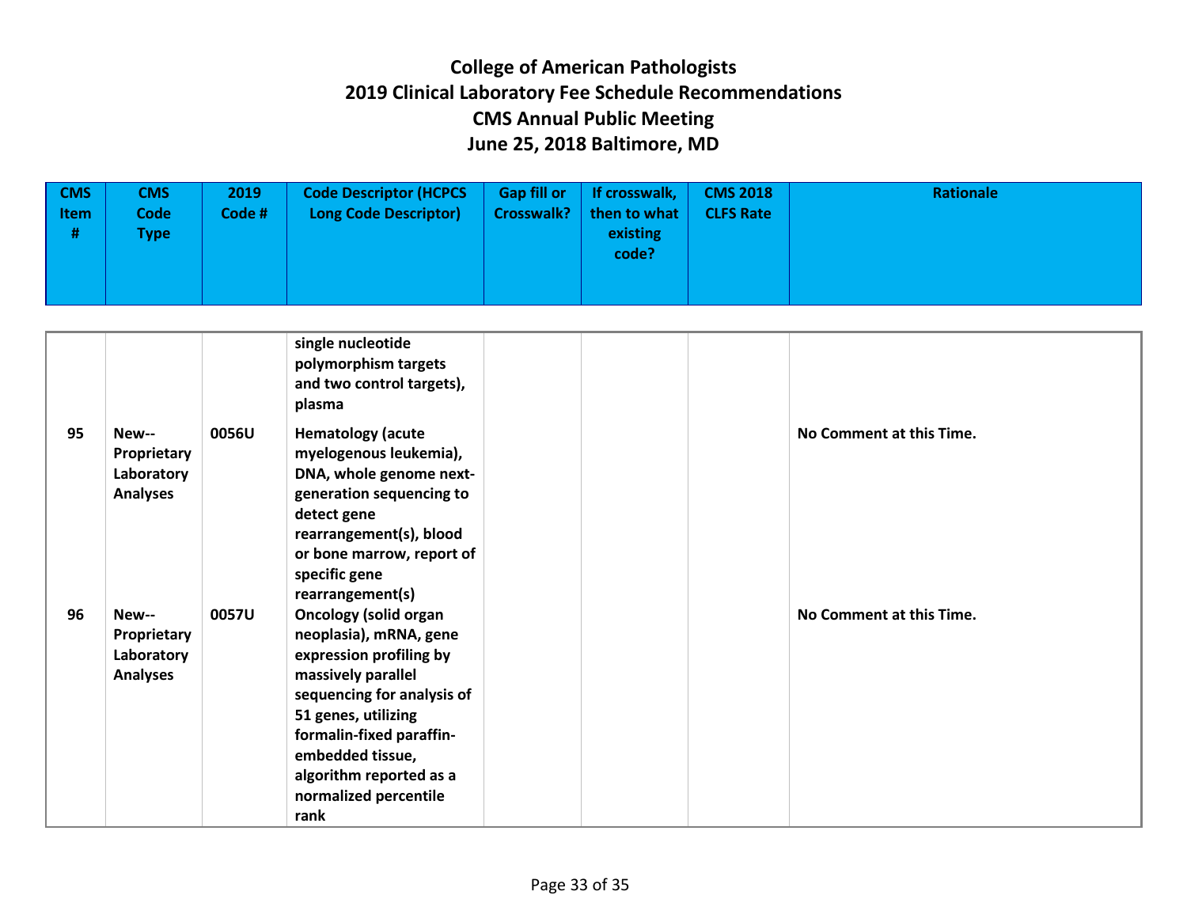# College of American Pathologists
# 2019 Clinical Laboratory Fee Schedule Recommendations
# CMS Annual Public Meeting
# June 25, 2018 Baltimore, MD

| CMS Item # | CMS Code Type | 2019 Code # | Code Descriptor (HCPCS Long Code Descriptor) | Gap fill or Crosswalk? | If crosswalk, then to what existing code? | CMS 2018 CLFS Rate | Rationale |
|---|---|---|---|---|---|---|---|
| | | | single nucleotide polymorphism targets and two control targets), plasma | | | | |
| 95 | New--Proprietary Laboratory Analyses | 0056U | Hematology (acute myelogenous leukemia), DNA, whole genome next-generation sequencing to detect gene rearrangement(s), blood or bone marrow, report of specific gene rearrangement(s) | | | | No Comment at this Time. |
| 96 | New--Proprietary Laboratory Analyses | 0057U | Oncology (solid organ neoplasia), mRNA, gene expression profiling by massively parallel sequencing for analysis of 51 genes, utilizing formalin-fixed paraffin-embedded tissue, algorithm reported as a normalized percentile rank | | | | No Comment at this Time. |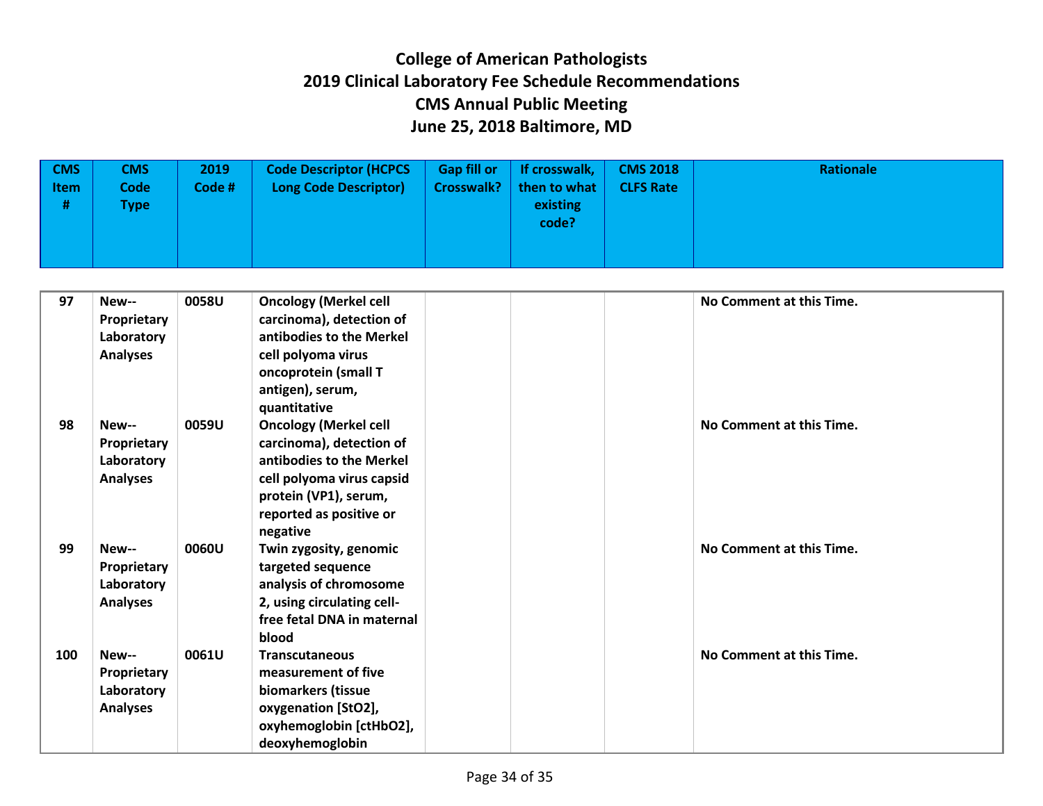# College of American Pathologists
# 2019 Clinical Laboratory Fee Schedule Recommendations
# CMS Annual Public Meeting
# June 25, 2018 Baltimore, MD

| CMS Item # | CMS Code Type | 2019 Code # | Code Descriptor (HCPCS Long Code Descriptor) | Gap fill or Crosswalk? | If crosswalk, then to what existing code? | CMS 2018 CLFS Rate | Rationale |
|---|---|---|---|---|---|---|---|
| 97 | New--Proprietary Laboratory Analyses | 0058U | Oncology (Merkel cell carcinoma), detection of antibodies to the Merkel cell polyoma virus oncoprotein (small T antigen), serum, quantitative | | | | No Comment at this Time. |
| 98 | New--Proprietary Laboratory Analyses | 0059U | Oncology (Merkel cell carcinoma), detection of antibodies to the Merkel cell polyoma virus capsid protein (VP1), serum, reported as positive or negative | | | | No Comment at this Time. |
| 99 | New--Proprietary Laboratory Analyses | 0060U | Twin zygosity, genomic targeted sequence analysis of chromosome 2, using circulating cell-free fetal DNA in maternal blood | | | | No Comment at this Time. |
| 100 | New--Proprietary Laboratory Analyses | 0061U | Transcutaneous measurement of five biomarkers (tissue oxygenation [StO2], oxyhemoglobin [ctHbO2], deoxyhemoglobin | | | | No Comment at this Time. |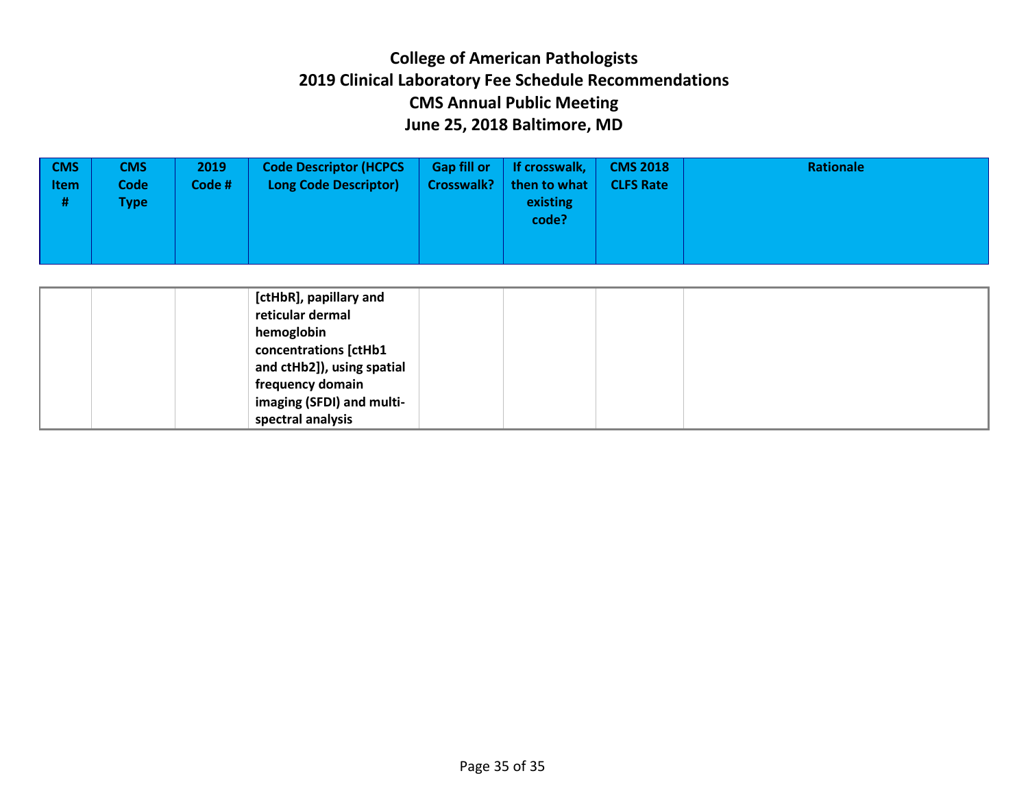# College of American Pathologists
# 2019 Clinical Laboratory Fee Schedule Recommendations
# CMS Annual Public Meeting
# June 25, 2018 Baltimore, MD

| CMS Item # | CMS Code Type | 2019 Code # | Code Descriptor (HCPCS Long Code Descriptor) | Gap fill or Crosswalk? | If crosswalk, then to what existing code? | CMS 2018 CLFS Rate | Rationale |
|---|---|---|---|---|---|---|---|
| | | | **[ctHbR], papillary and reticular dermal hemoglobin concentrations [ctHb1 and ctHb2]), using spatial frequency domain imaging (SFDI) and multi-spectral analysis** | | | | |